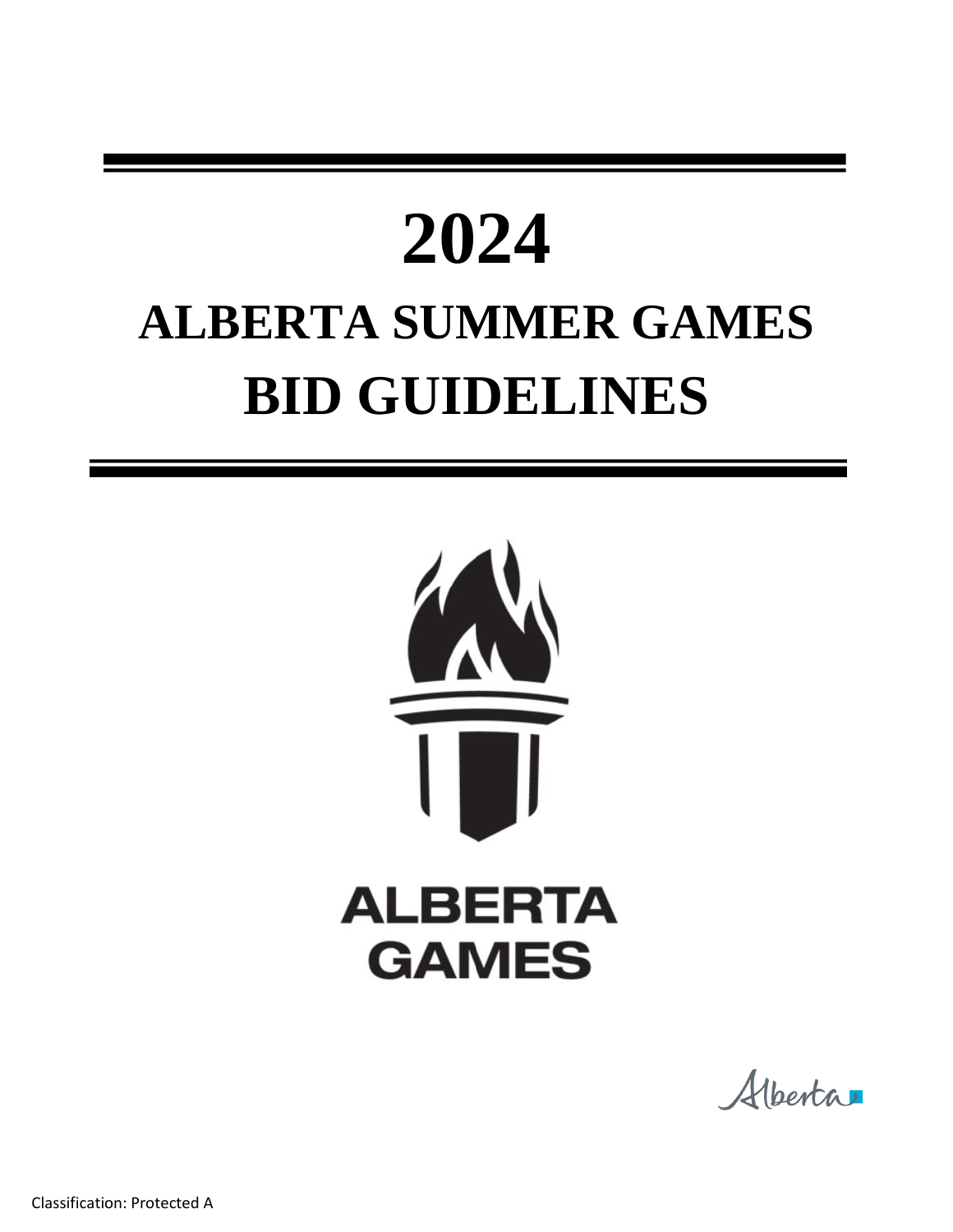# 2024

# ALBERTA SUMMER GAMES

# BID GUIDELINES

ALBERTA GAMES

Alberta

Classification: Protected A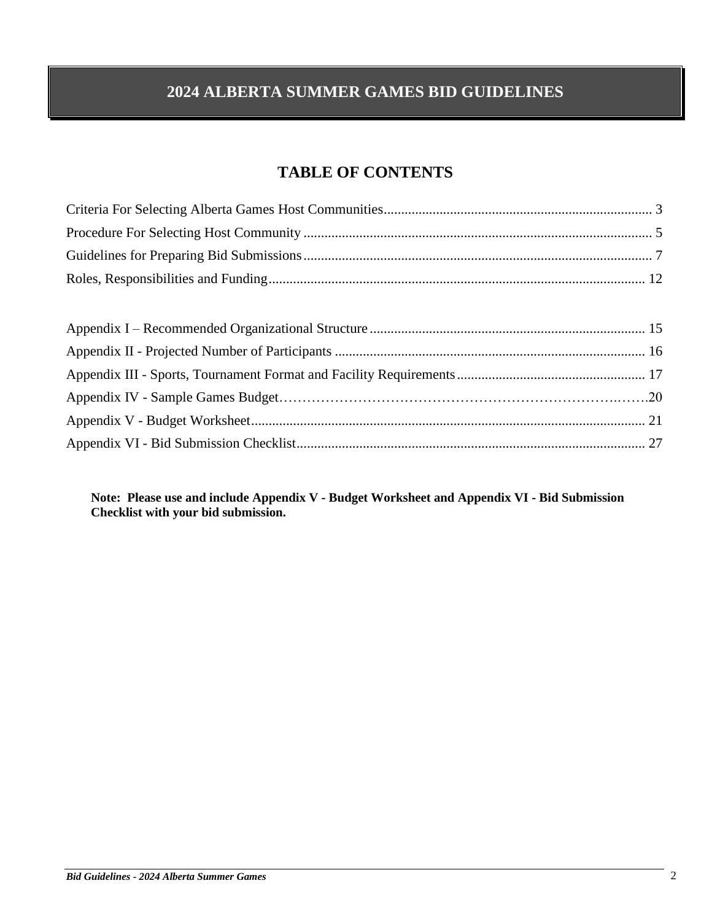# 2024 ALBERTA SUMMER GAMES BID GUIDELINES

## TABLE OF CONTENTS

Criteria For Selecting Alberta Games Host Communities ........ 3
Procedure For Selecting Host Community ........ 5
Guidelines for Preparing Bid Submissions ........ 7
Roles, Responsibilities and Funding ........ 12

Appendix I – Recommended Organizational Structure ........ 15
Appendix II - Projected Number of Participants ........ 16
Appendix III - Sports, Tournament Format and Facility Requirements ........ 17
Appendix IV - Sample Games Budget ........ 20
Appendix V - Budget Worksheet ........ 21
Appendix VI - Bid Submission Checklist ........ 27

**Note: Please use and include Appendix V - Budget Worksheet and Appendix VI - Bid Submission Checklist with your bid submission.**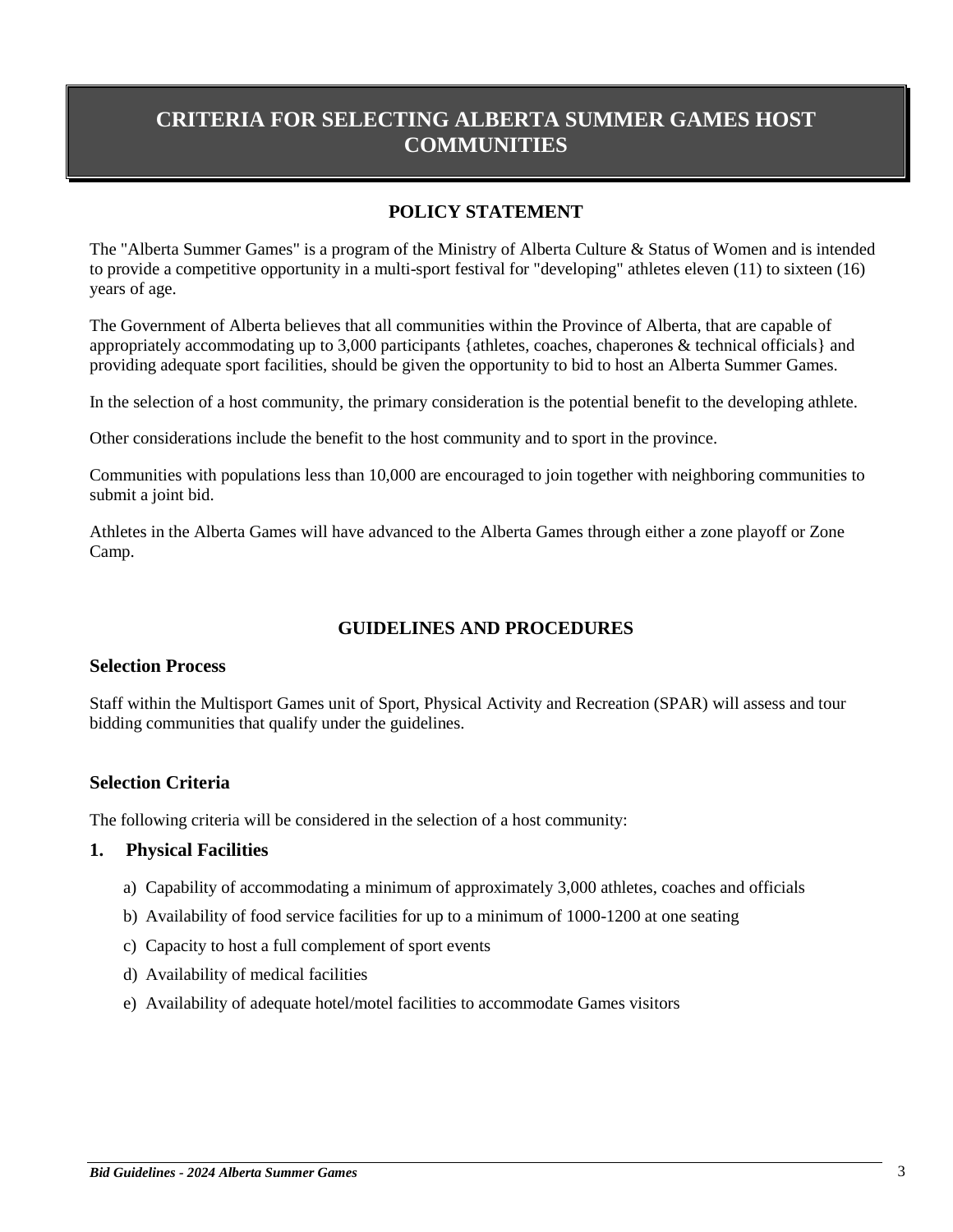# CRITERIA FOR SELECTING ALBERTA SUMMER GAMES HOST COMMUNITIES

## POLICY STATEMENT

The "Alberta Summer Games" is a program of the Ministry of Alberta Culture & Status of Women and is intended to provide a competitive opportunity in a multi-sport festival for "developing" athletes eleven (11) to sixteen (16) years of age.

The Government of Alberta believes that all communities within the Province of Alberta, that are capable of appropriately accommodating up to 3,000 participants {athletes, coaches, chaperones & technical officials} and providing adequate sport facilities, should be given the opportunity to bid to host an Alberta Summer Games.

In the selection of a host community, the primary consideration is the potential benefit to the developing athlete.

Other considerations include the benefit to the host community and to sport in the province.

Communities with populations less than 10,000 are encouraged to join together with neighboring communities to submit a joint bid.

Athletes in the Alberta Games will have advanced to the Alberta Games through either a zone playoff or Zone Camp.

## GUIDELINES AND PROCEDURES

### Selection Process

Staff within the Multisport Games unit of Sport, Physical Activity and Recreation (SPAR) will assess and tour bidding communities that qualify under the guidelines.

### Selection Criteria

The following criteria will be considered in the selection of a host community:

**1. Physical Facilities**

a) Capability of accommodating a minimum of approximately 3,000 athletes, coaches and officials

b) Availability of food service facilities for up to a minimum of 1000-1200 at one seating

c) Capacity to host a full complement of sport events

d) Availability of medical facilities

e) Availability of adequate hotel/motel facilities to accommodate Games visitors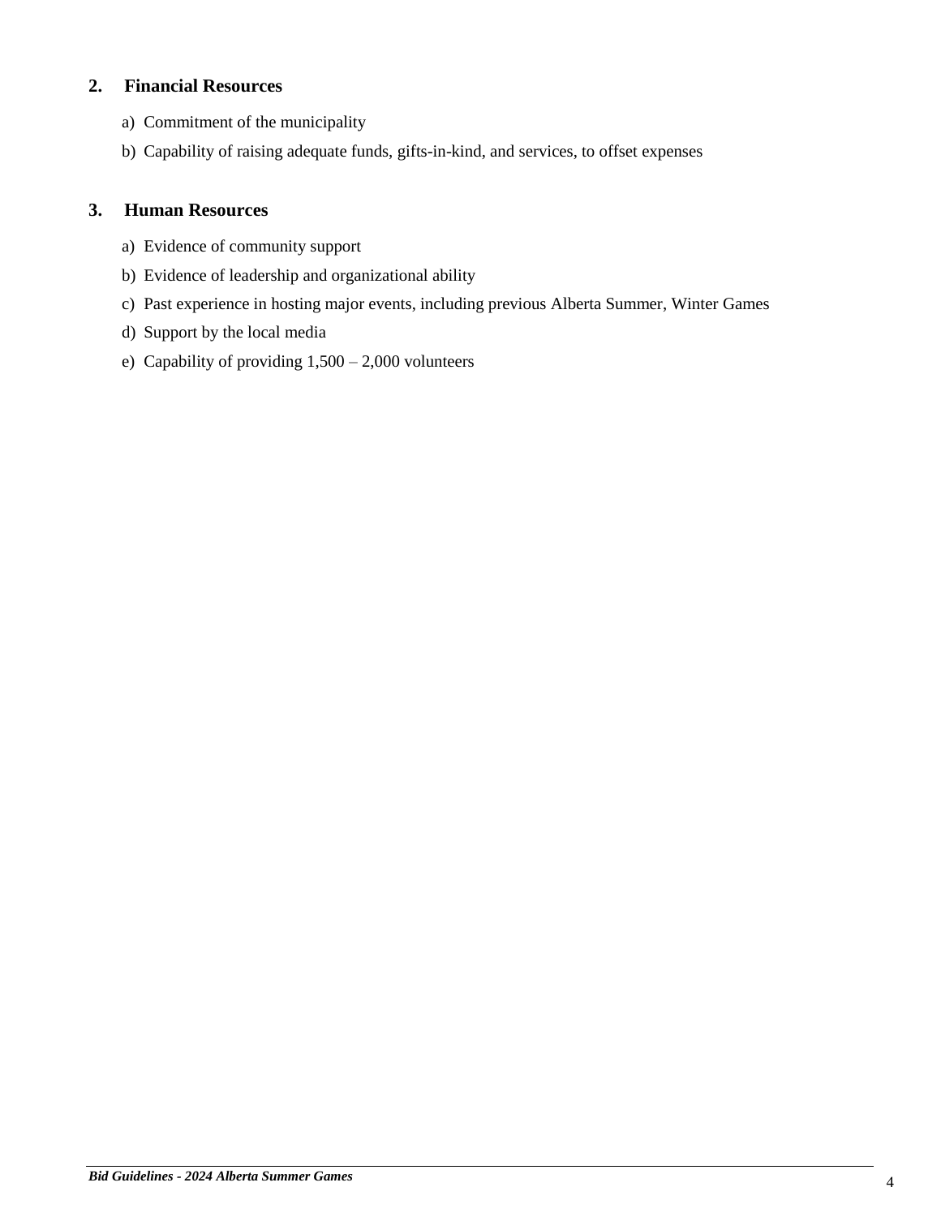## 2. Financial Resources

a) Commitment of the municipality

b) Capability of raising adequate funds, gifts-in-kind, and services, to offset expenses

## 3. Human Resources

a) Evidence of community support

b) Evidence of leadership and organizational ability

c) Past experience in hosting major events, including previous Alberta Summer, Winter Games

d) Support by the local media

e) Capability of providing 1,500 – 2,000 volunteers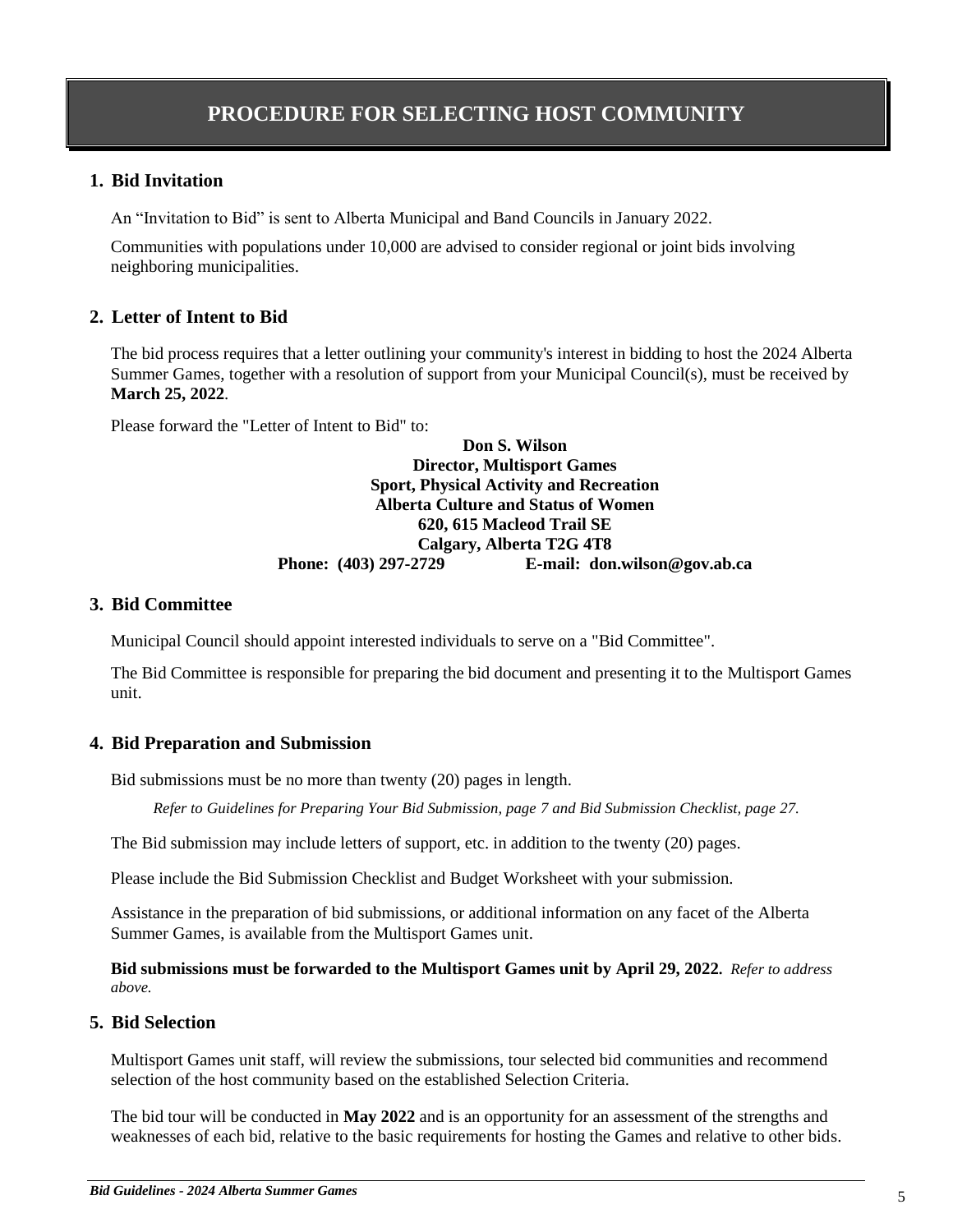# PROCEDURE FOR SELECTING HOST COMMUNITY

## 1. Bid Invitation

An "Invitation to Bid" is sent to Alberta Municipal and Band Councils in January 2022.

Communities with populations under 10,000 are advised to consider regional or joint bids involving neighboring municipalities.

## 2. Letter of Intent to Bid

The bid process requires that a letter outlining your community's interest in bidding to host the 2024 Alberta Summer Games, together with a resolution of support from your Municipal Council(s), must be received by **March 25, 2022**.

Please forward the "Letter of Intent to Bid" to:

**Don S. Wilson**
**Director, Multisport Games**
**Sport, Physical Activity and Recreation**
**Alberta Culture and Status of Women**
**620, 615 Macleod Trail SE**
**Calgary, Alberta T2G 4T8**
**Phone: (403) 297-2729 E-mail: don.wilson@gov.ab.ca**

## 3. Bid Committee

Municipal Council should appoint interested individuals to serve on a "Bid Committee".

The Bid Committee is responsible for preparing the bid document and presenting it to the Multisport Games unit.

## 4. Bid Preparation and Submission

Bid submissions must be no more than twenty (20) pages in length.

*Refer to Guidelines for Preparing Your Bid Submission, page 7 and Bid Submission Checklist, page 27.*

The Bid submission may include letters of support, etc. in addition to the twenty (20) pages.

Please include the Bid Submission Checklist and Budget Worksheet with your submission.

Assistance in the preparation of bid submissions, or additional information on any facet of the Alberta Summer Games, is available from the Multisport Games unit.

**Bid submissions must be forwarded to the Multisport Games unit by April 29, 2022.** *Refer to address above.*

## 5. Bid Selection

Multisport Games unit staff, will review the submissions, tour selected bid communities and recommend selection of the host community based on the established Selection Criteria.

The bid tour will be conducted in **May 2022** and is an opportunity for an assessment of the strengths and weaknesses of each bid, relative to the basic requirements for hosting the Games and relative to other bids.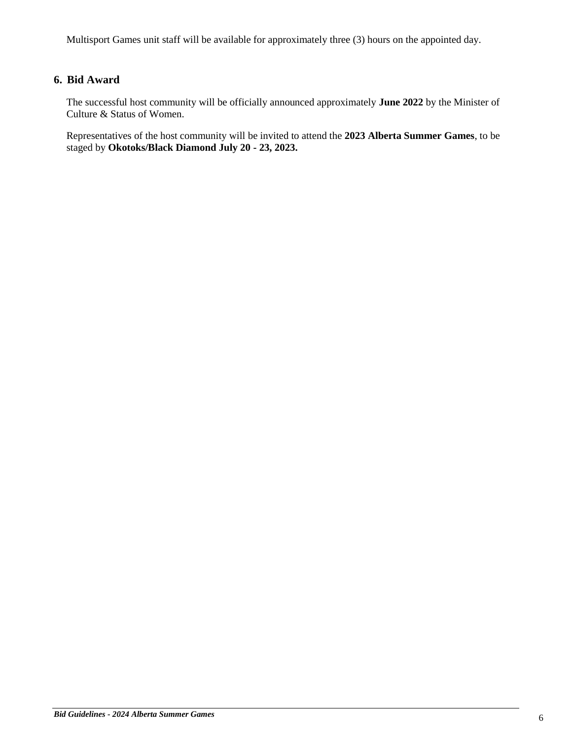Multisport Games unit staff will be available for approximately three (3) hours on the appointed day.

## 6. Bid Award

The successful host community will be officially announced approximately **June 2022** by the Minister of Culture & Status of Women.

Representatives of the host community will be invited to attend the **2023 Alberta Summer Games**, to be staged by **Okotoks/Black Diamond July 20 - 23, 2023.**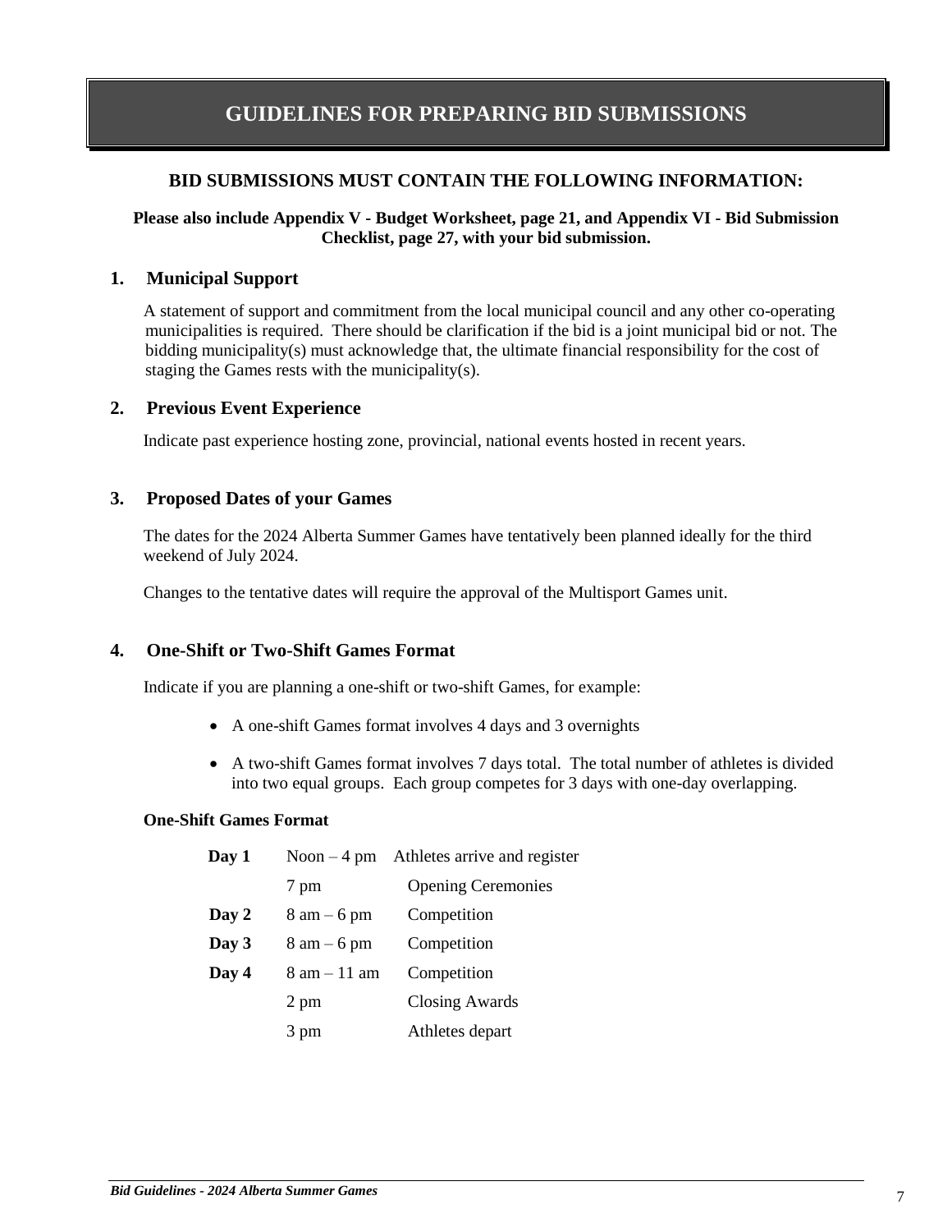# GUIDELINES FOR PREPARING BID SUBMISSIONS

## BID SUBMISSIONS MUST CONTAIN THE FOLLOWING INFORMATION:

**Please also include Appendix V - Budget Worksheet, page 21, and Appendix VI - Bid Submission Checklist, page 27, with your bid submission.**

### 1. Municipal Support

A statement of support and commitment from the local municipal council and any other co-operating municipalities is required. There should be clarification if the bid is a joint municipal bid or not. The bidding municipality(s) must acknowledge that, the ultimate financial responsibility for the cost of staging the Games rests with the municipality(s).

### 2. Previous Event Experience

Indicate past experience hosting zone, provincial, national events hosted in recent years.

### 3. Proposed Dates of your Games

The dates for the 2024 Alberta Summer Games have tentatively been planned ideally for the third weekend of July 2024.

Changes to the tentative dates will require the approval of the Multisport Games unit.

### 4. One-Shift or Two-Shift Games Format

Indicate if you are planning a one-shift or two-shift Games, for example:

- A one-shift Games format involves 4 days and 3 overnights
- A two-shift Games format involves 7 days total. The total number of athletes is divided into two equal groups. Each group competes for 3 days with one-day overlapping.

**One-Shift Games Format**

| | | |
|---|---|---|
| **Day 1** | Noon – 4 pm | Athletes arrive and register |
| | 7 pm | Opening Ceremonies |
| **Day 2** | 8 am – 6 pm | Competition |
| **Day 3** | 8 am – 6 pm | Competition |
| **Day 4** | 8 am – 11 am | Competition |
| | 2 pm | Closing Awards |
| | 3 pm | Athletes depart |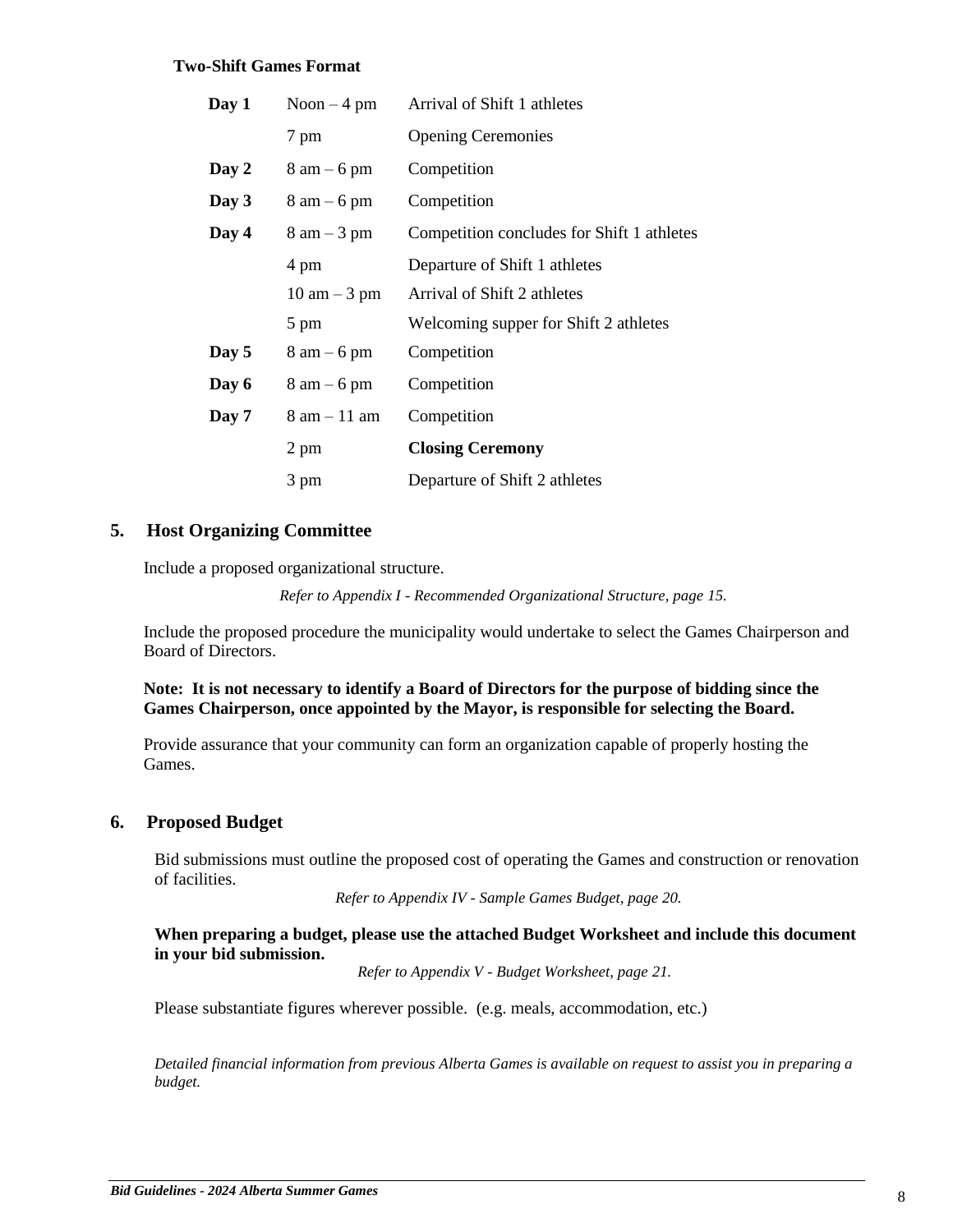**Two-Shift Games Format**

| | | |
|---|---|---|
| **Day 1** | Noon – 4 pm | Arrival of Shift 1 athletes |
| | 7 pm | Opening Ceremonies |
| **Day 2** | 8 am – 6 pm | Competition |
| **Day 3** | 8 am – 6 pm | Competition |
| **Day 4** | 8 am – 3 pm | Competition concludes for Shift 1 athletes |
| | 4 pm | Departure of Shift 1 athletes |
| | 10 am – 3 pm | Arrival of Shift 2 athletes |
| | 5 pm | Welcoming supper for Shift 2 athletes |
| **Day 5** | 8 am – 6 pm | Competition |
| **Day 6** | 8 am – 6 pm | Competition |
| **Day 7** | 8 am – 11 am | Competition |
| | 2 pm | **Closing Ceremony** |
| | 3 pm | Departure of Shift 2 athletes |

## 5. Host Organizing Committee

Include a proposed organizational structure.

*Refer to Appendix I - Recommended Organizational Structure, page 15.*

Include the proposed procedure the municipality would undertake to select the Games Chairperson and Board of Directors.

**Note: It is not necessary to identify a Board of Directors for the purpose of bidding since the Games Chairperson, once appointed by the Mayor, is responsible for selecting the Board.**

Provide assurance that your community can form an organization capable of properly hosting the Games.

## 6. Proposed Budget

Bid submissions must outline the proposed cost of operating the Games and construction or renovation of facilities.

*Refer to Appendix IV - Sample Games Budget, page 20.*

**When preparing a budget, please use the attached Budget Worksheet and include this document in your bid submission.**

*Refer to Appendix V - Budget Worksheet, page 21.*

Please substantiate figures wherever possible. (e.g. meals, accommodation, etc.)

*Detailed financial information from previous Alberta Games is available on request to assist you in preparing a budget.*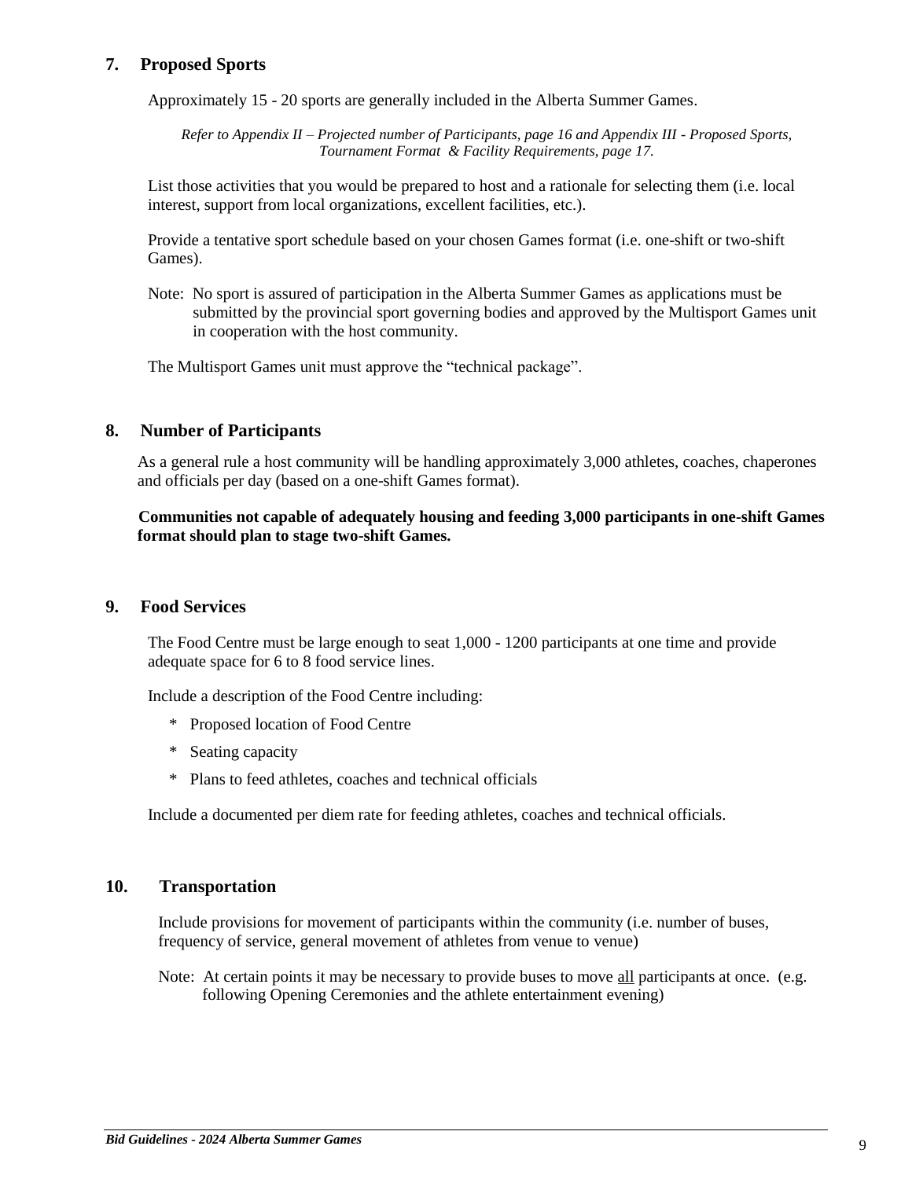## 7. Proposed Sports

Approximately 15 - 20 sports are generally included in the Alberta Summer Games.

*Refer to Appendix II – Projected number of Participants, page 16 and Appendix III - Proposed Sports, Tournament Format & Facility Requirements, page 17.*

List those activities that you would be prepared to host and a rationale for selecting them (i.e. local interest, support from local organizations, excellent facilities, etc.).

Provide a tentative sport schedule based on your chosen Games format (i.e. one-shift or two-shift Games).

Note: No sport is assured of participation in the Alberta Summer Games as applications must be submitted by the provincial sport governing bodies and approved by the Multisport Games unit in cooperation with the host community.

The Multisport Games unit must approve the "technical package".

## 8. Number of Participants

As a general rule a host community will be handling approximately 3,000 athletes, coaches, chaperones and officials per day (based on a one-shift Games format).

**Communities not capable of adequately housing and feeding 3,000 participants in one-shift Games format should plan to stage two-shift Games.**

## 9. Food Services

The Food Centre must be large enough to seat 1,000 - 1200 participants at one time and provide adequate space for 6 to 8 food service lines.

Include a description of the Food Centre including:

* Proposed location of Food Centre
* Seating capacity
* Plans to feed athletes, coaches and technical officials

Include a documented per diem rate for feeding athletes, coaches and technical officials.

## 10. Transportation

Include provisions for movement of participants within the community (i.e. number of buses, frequency of service, general movement of athletes from venue to venue)

Note: At certain points it may be necessary to provide buses to move <u>all</u> participants at once. (e.g. following Opening Ceremonies and the athlete entertainment evening)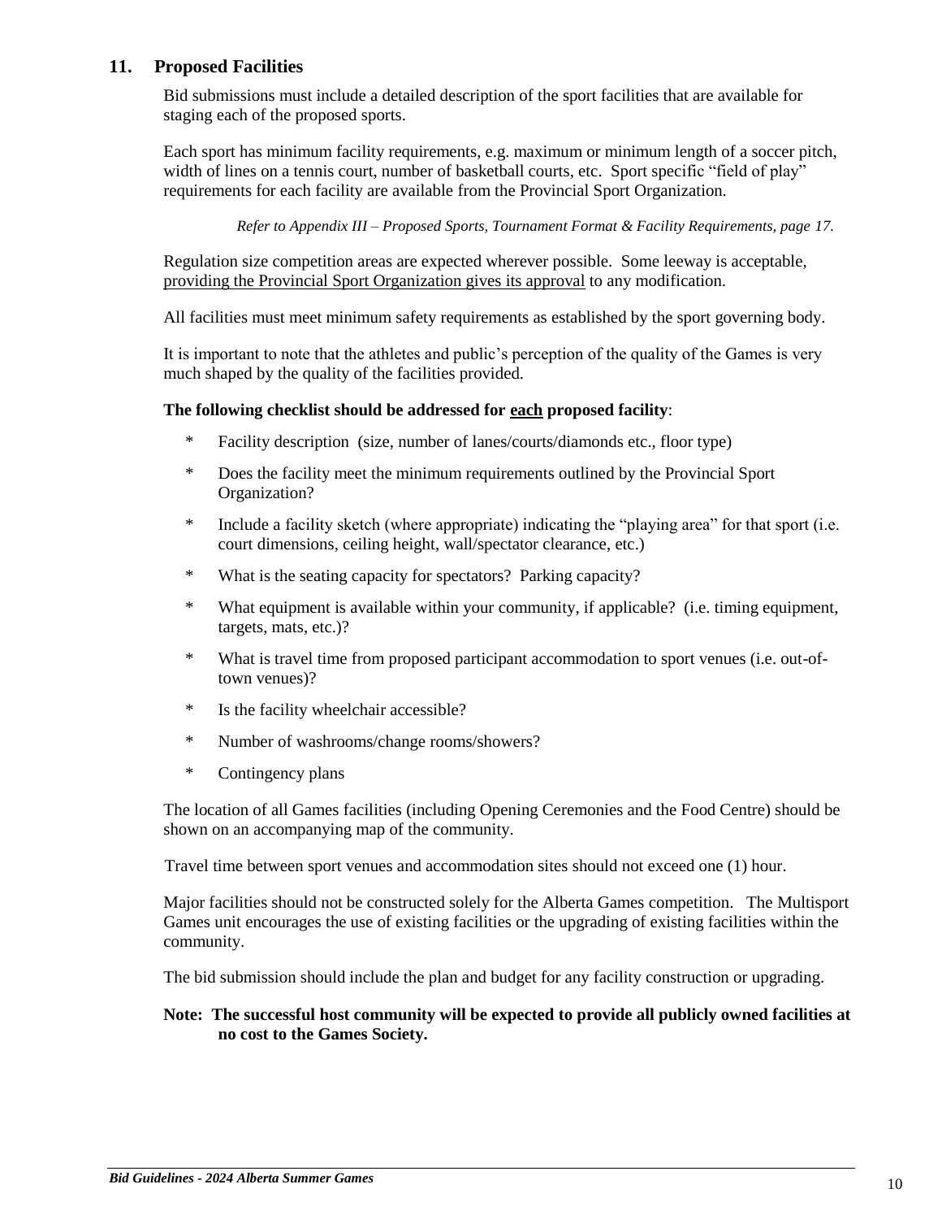## 11. Proposed Facilities

Bid submissions must include a detailed description of the sport facilities that are available for staging each of the proposed sports.

Each sport has minimum facility requirements, e.g. maximum or minimum length of a soccer pitch, width of lines on a tennis court, number of basketball courts, etc. Sport specific "field of play" requirements for each facility are available from the Provincial Sport Organization.

*Refer to Appendix III – Proposed Sports, Tournament Format & Facility Requirements, page 17.*

Regulation size competition areas are expected wherever possible. Some leeway is acceptable, providing the Provincial Sport Organization gives its approval to any modification.

All facilities must meet minimum safety requirements as established by the sport governing body.

It is important to note that the athletes and public's perception of the quality of the Games is very much shaped by the quality of the facilities provided.

**The following checklist should be addressed for each proposed facility**:

- Facility description (size, number of lanes/courts/diamonds etc., floor type)
- Does the facility meet the minimum requirements outlined by the Provincial Sport Organization?
- Include a facility sketch (where appropriate) indicating the "playing area" for that sport (i.e. court dimensions, ceiling height, wall/spectator clearance, etc.)
- What is the seating capacity for spectators? Parking capacity?
- What equipment is available within your community, if applicable? (i.e. timing equipment, targets, mats, etc.)?
- What is travel time from proposed participant accommodation to sport venues (i.e. out-of-town venues)?
- Is the facility wheelchair accessible?
- Number of washrooms/change rooms/showers?
- Contingency plans

The location of all Games facilities (including Opening Ceremonies and the Food Centre) should be shown on an accompanying map of the community.

Travel time between sport venues and accommodation sites should not exceed one (1) hour.

Major facilities should not be constructed solely for the Alberta Games competition. The Multisport Games unit encourages the use of existing facilities or the upgrading of existing facilities within the community.

The bid submission should include the plan and budget for any facility construction or upgrading.

**Note: The successful host community will be expected to provide all publicly owned facilities at no cost to the Games Society.**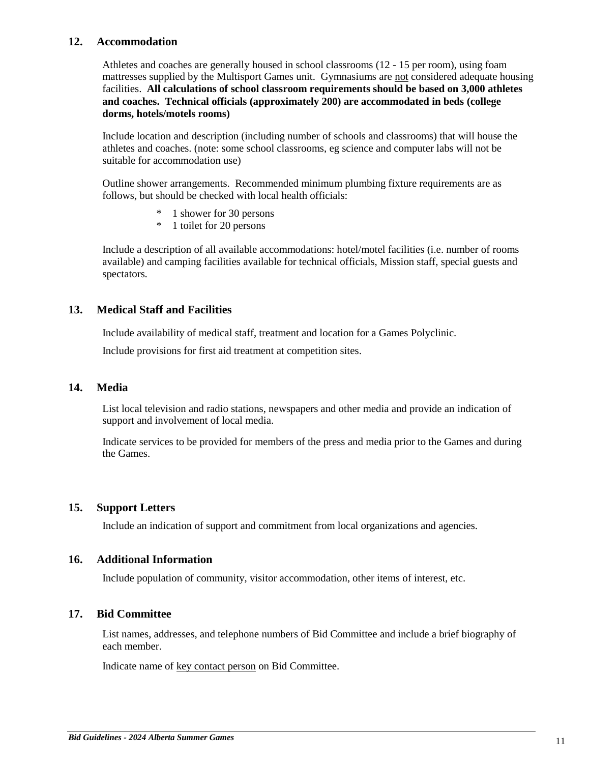## 12. Accommodation

Athletes and coaches are generally housed in school classrooms (12 - 15 per room), using foam mattresses supplied by the Multisport Games unit. Gymnasiums are not considered adequate housing facilities. **All calculations of school classroom requirements should be based on 3,000 athletes and coaches. Technical officials (approximately 200) are accommodated in beds (college dorms, hotels/motels rooms)**

Include location and description (including number of schools and classrooms) that will house the athletes and coaches. (note: some school classrooms, eg science and computer labs will not be suitable for accommodation use)

Outline shower arrangements. Recommended minimum plumbing fixture requirements are as follows, but should be checked with local health officials:

- 1 shower for 30 persons
- 1 toilet for 20 persons

Include a description of all available accommodations: hotel/motel facilities (i.e. number of rooms available) and camping facilities available for technical officials, Mission staff, special guests and spectators.

## 13. Medical Staff and Facilities

Include availability of medical staff, treatment and location for a Games Polyclinic.

Include provisions for first aid treatment at competition sites.

## 14. Media

List local television and radio stations, newspapers and other media and provide an indication of support and involvement of local media.

Indicate services to be provided for members of the press and media prior to the Games and during the Games.

## 15. Support Letters

Include an indication of support and commitment from local organizations and agencies.

## 16. Additional Information

Include population of community, visitor accommodation, other items of interest, etc.

## 17. Bid Committee

List names, addresses, and telephone numbers of Bid Committee and include a brief biography of each member.

Indicate name of key contact person on Bid Committee.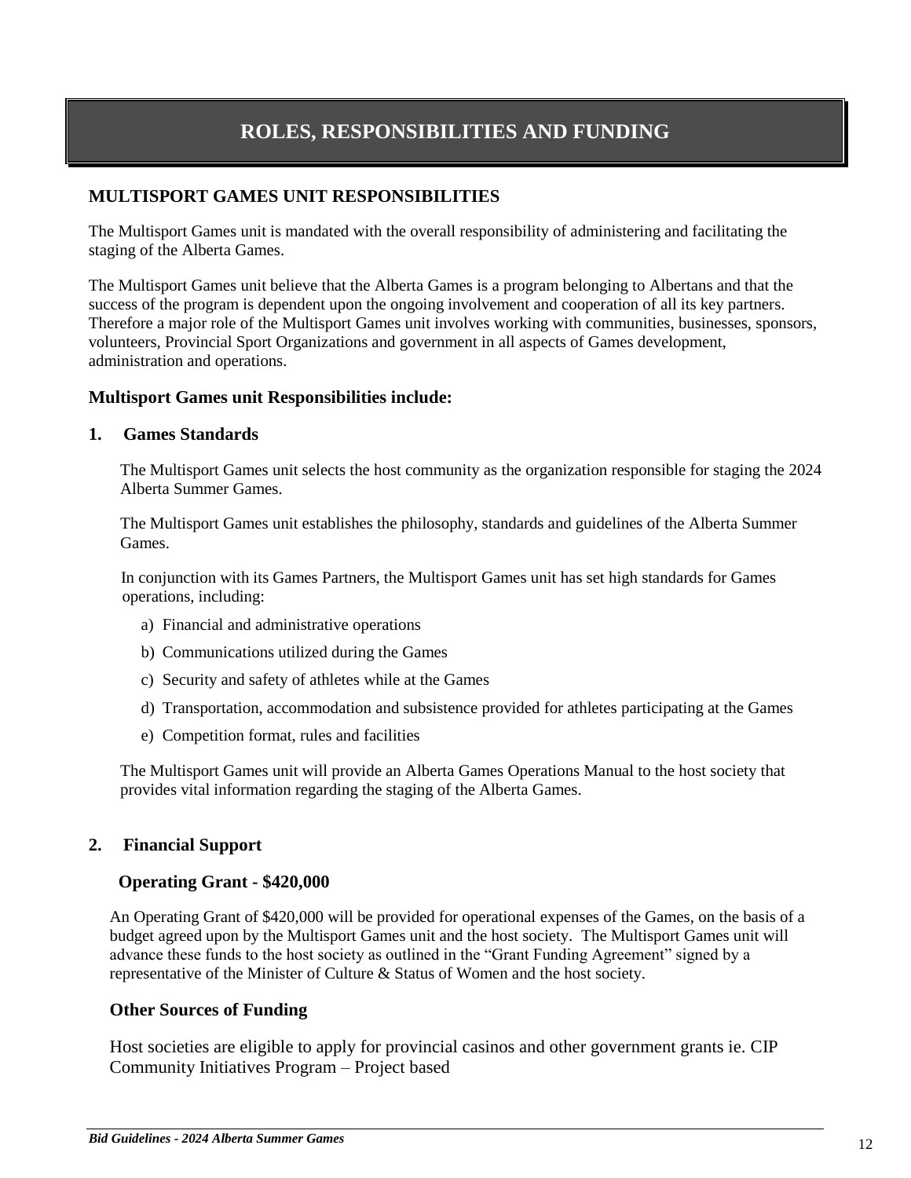# ROLES, RESPONSIBILITIES AND FUNDING

## MULTISPORT GAMES UNIT RESPONSIBILITIES

The Multisport Games unit is mandated with the overall responsibility of administering and facilitating the staging of the Alberta Games.

The Multisport Games unit believe that the Alberta Games is a program belonging to Albertans and that the success of the program is dependent upon the ongoing involvement and cooperation of all its key partners. Therefore a major role of the Multisport Games unit involves working with communities, businesses, sponsors, volunteers, Provincial Sport Organizations and government in all aspects of Games development, administration and operations.

### Multisport Games unit Responsibilities include:

### 1. Games Standards

The Multisport Games unit selects the host community as the organization responsible for staging the 2024 Alberta Summer Games.

The Multisport Games unit establishes the philosophy, standards and guidelines of the Alberta Summer Games.

In conjunction with its Games Partners, the Multisport Games unit has set high standards for Games operations, including:

a) Financial and administrative operations

b) Communications utilized during the Games

c) Security and safety of athletes while at the Games

d) Transportation, accommodation and subsistence provided for athletes participating at the Games

e) Competition format, rules and facilities

The Multisport Games unit will provide an Alberta Games Operations Manual to the host society that provides vital information regarding the staging of the Alberta Games.

### 2. Financial Support

**Operating Grant - $420,000**

An Operating Grant of $420,000 will be provided for operational expenses of the Games, on the basis of a budget agreed upon by the Multisport Games unit and the host society. The Multisport Games unit will advance these funds to the host society as outlined in the "Grant Funding Agreement" signed by a representative of the Minister of Culture & Status of Women and the host society.

**Other Sources of Funding**

Host societies are eligible to apply for provincial casinos and other government grants ie. CIP Community Initiatives Program – Project based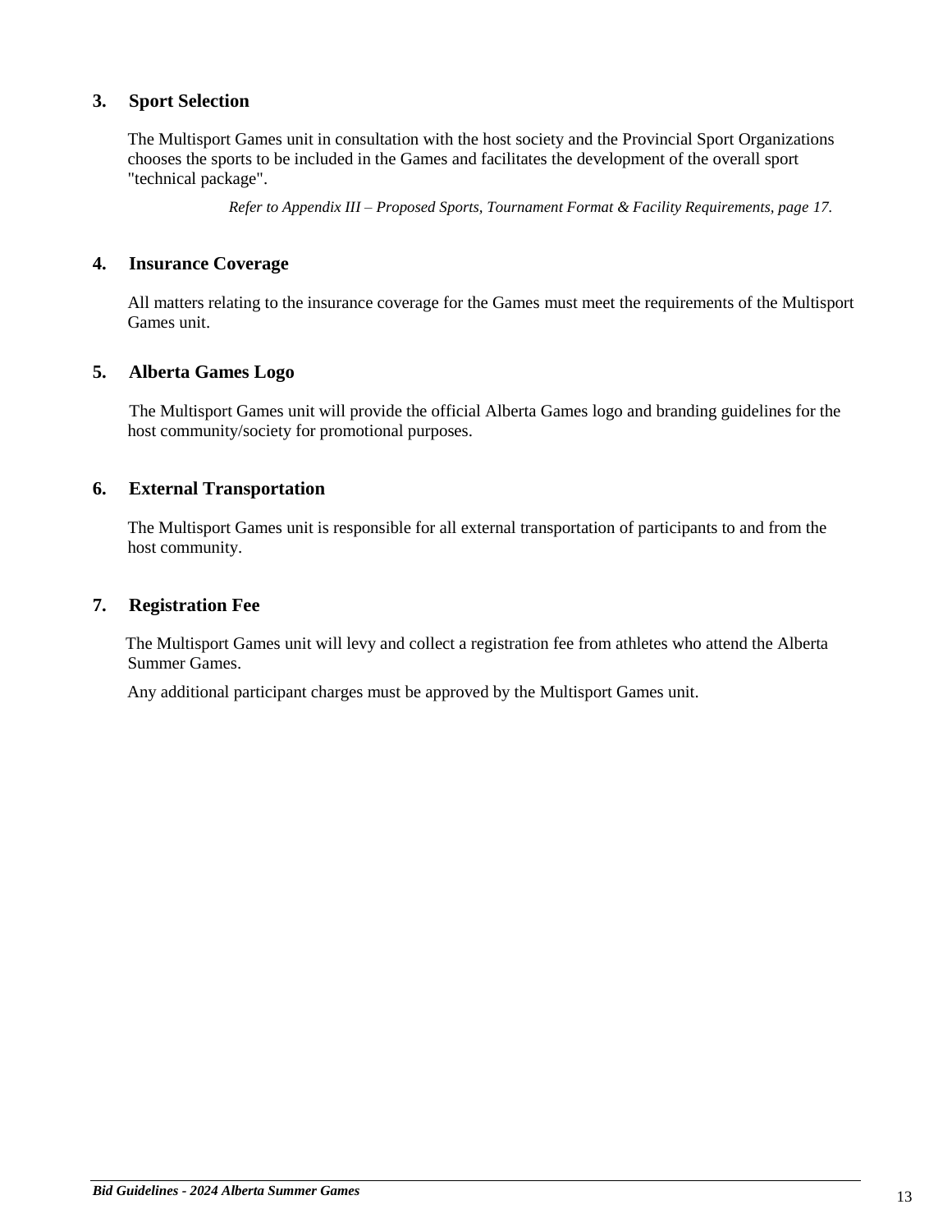### 3. Sport Selection

The Multisport Games unit in consultation with the host society and the Provincial Sport Organizations chooses the sports to be included in the Games and facilitates the development of the overall sport "technical package".

*Refer to Appendix III – Proposed Sports, Tournament Format & Facility Requirements, page 17.*

### 4. Insurance Coverage

All matters relating to the insurance coverage for the Games must meet the requirements of the Multisport Games unit.

### 5. Alberta Games Logo

The Multisport Games unit will provide the official Alberta Games logo and branding guidelines for the host community/society for promotional purposes.

### 6. External Transportation

The Multisport Games unit is responsible for all external transportation of participants to and from the host community.

### 7. Registration Fee

The Multisport Games unit will levy and collect a registration fee from athletes who attend the Alberta Summer Games.

Any additional participant charges must be approved by the Multisport Games unit.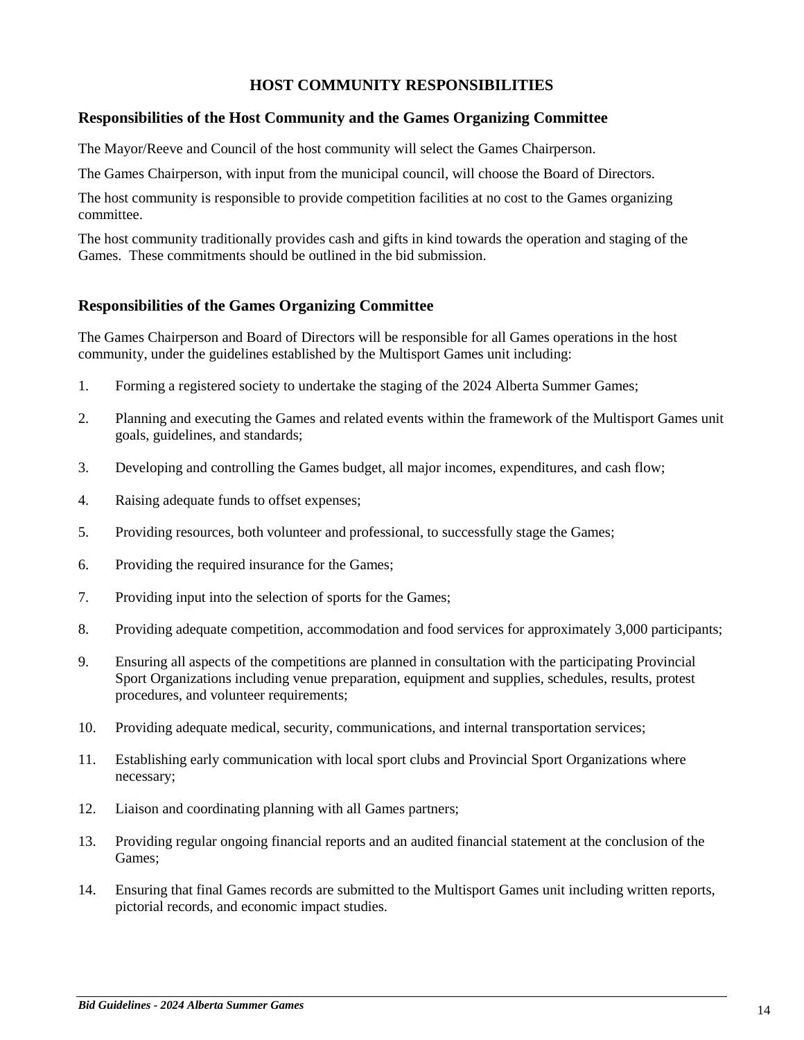# HOST COMMUNITY RESPONSIBILITIES

## Responsibilities of the Host Community and the Games Organizing Committee

The Mayor/Reeve and Council of the host community will select the Games Chairperson.

The Games Chairperson, with input from the municipal council, will choose the Board of Directors.

The host community is responsible to provide competition facilities at no cost to the Games organizing committee.

The host community traditionally provides cash and gifts in kind towards the operation and staging of the Games. These commitments should be outlined in the bid submission.

## Responsibilities of the Games Organizing Committee

The Games Chairperson and Board of Directors will be responsible for all Games operations in the host community, under the guidelines established by the Multisport Games unit including:

1. Forming a registered society to undertake the staging of the 2024 Alberta Summer Games;
2. Planning and executing the Games and related events within the framework of the Multisport Games unit goals, guidelines, and standards;
3. Developing and controlling the Games budget, all major incomes, expenditures, and cash flow;
4. Raising adequate funds to offset expenses;
5. Providing resources, both volunteer and professional, to successfully stage the Games;
6. Providing the required insurance for the Games;
7. Providing input into the selection of sports for the Games;
8. Providing adequate competition, accommodation and food services for approximately 3,000 participants;
9. Ensuring all aspects of the competitions are planned in consultation with the participating Provincial Sport Organizations including venue preparation, equipment and supplies, schedules, results, protest procedures, and volunteer requirements;
10. Providing adequate medical, security, communications, and internal transportation services;
11. Establishing early communication with local sport clubs and Provincial Sport Organizations where necessary;
12. Liaison and coordinating planning with all Games partners;
13. Providing regular ongoing financial reports and an audited financial statement at the conclusion of the Games;
14. Ensuring that final Games records are submitted to the Multisport Games unit including written reports, pictorial records, and economic impact studies.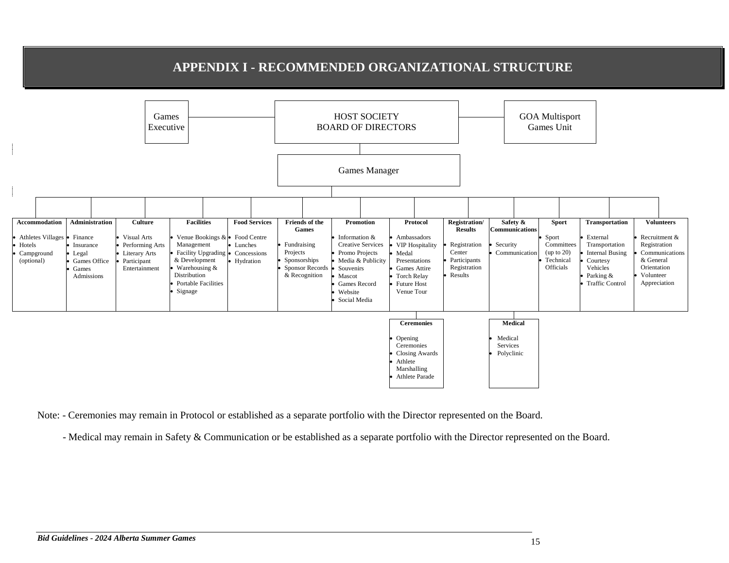# APPENDIX I - RECOMMENDED ORGANIZATIONAL STRUCTURE

Games Executive — HOST SOCIETY BOARD OF DIRECTORS — GOA Multisport Games Unit

Games Manager

| Accommodation | Administration | Culture | Facilities | Food Services | Friends of the Games | Promotion | Protocol | Registration/ Results | Safety & Communications | Sport | Transportation | Volunteers |
|---|---|---|---|---|---|---|---|---|---|---|---|---|
| • Athletes Villages<br>• Hotels<br>• Campground (optional) | • Finance<br>• Insurance<br>• Legal<br>• Games Office<br>• Games Admissions | • Visual Arts<br>• Performing Arts<br>• Literary Arts<br>• Participant Entertainment | • Venue Bookings & Management<br>• Facility Upgrading & Development<br>• Warehousing & Distribution<br>• Portable Facilities<br>• Signage | • Food Centre<br>• Lunches<br>• Concessions<br>• Hydration | • Fundraising Projects<br>• Sponsorships<br>• Sponsor Records & Recognition | • Information & Creative Services<br>• Promo Projects<br>• Media & Publicity<br>• Souvenirs<br>• Mascot<br>• Games Record<br>• Website<br>• Social Media | • Ambassadors<br>• VIP Hospitality<br>• Medal Presentations<br>• Games Attire<br>• Torch Relay<br>• Future Host Venue Tour | • Registration Center<br>• Participants Registration<br>• Results | • Security<br>• Communication | • Sport Committees (up to 20)<br>• Technical Officials | • External Transportation<br>• Internal Busing<br>• Courtesy Vehicles<br>• Parking & Traffic Control | • Recruitment & Registration<br>• Communications & General Orientation<br>• Volunteer Appreciation |

| Ceremonies (under Protocol) | Medical (under Safety & Communications) |
|---|---|
| • Opening Ceremonies<br>• Closing Awards<br>• Athlete Marshalling<br>• Athlete Parade | • Medical Services<br>• Polyclinic |

Note: - Ceremonies may remain in Protocol or established as a separate portfolio with the Director represented on the Board.

- Medical may remain in Safety & Communication or be established as a separate portfolio with the Director represented on the Board.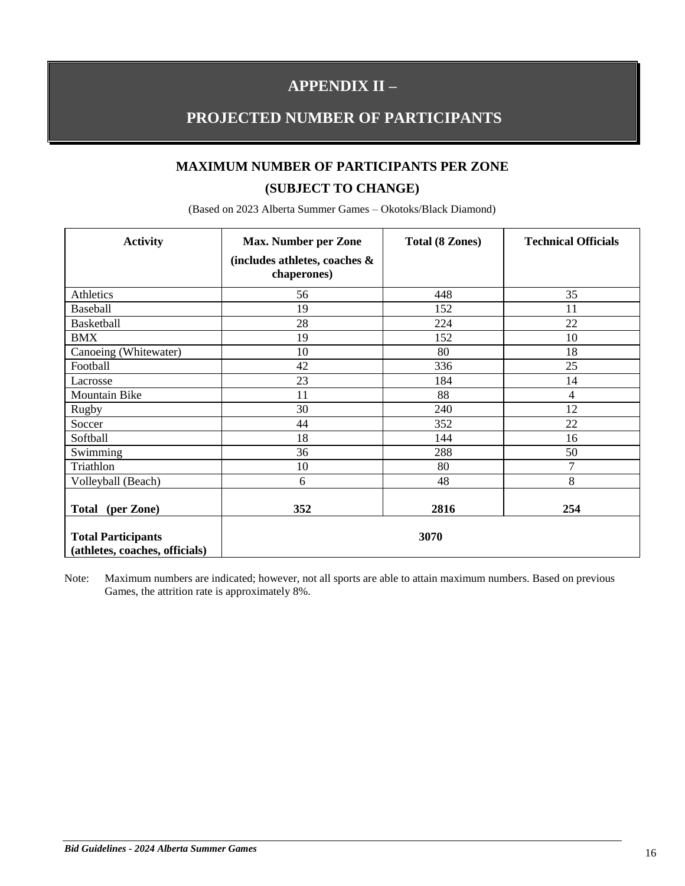# APPENDIX II –

# PROJECTED NUMBER OF PARTICIPANTS

## MAXIMUM NUMBER OF PARTICIPANTS PER ZONE

## (SUBJECT TO CHANGE)

(Based on 2023 Alberta Summer Games – Okotoks/Black Diamond)

| Activity | Max. Number per Zone (includes athletes, coaches & chaperones) | Total (8 Zones) | Technical Officials |
|---|---|---|---|
| Athletics | 56 | 448 | 35 |
| Baseball | 19 | 152 | 11 |
| Basketball | 28 | 224 | 22 |
| BMX | 19 | 152 | 10 |
| Canoeing (Whitewater) | 10 | 80 | 18 |
| Football | 42 | 336 | 25 |
| Lacrosse | 23 | 184 | 14 |
| Mountain Bike | 11 | 88 | 4 |
| Rugby | 30 | 240 | 12 |
| Soccer | 44 | 352 | 22 |
| Softball | 18 | 144 | 16 |
| Swimming | 36 | 288 | 50 |
| Triathlon | 10 | 80 | 7 |
| Volleyball (Beach) | 6 | 48 | 8 |
| **Total (per Zone)** | **352** | **2816** | **254** |
| **Total Participants (athletes, coaches, officials)** | **3070** | | |

Note: Maximum numbers are indicated; however, not all sports are able to attain maximum numbers. Based on previous Games, the attrition rate is approximately 8%.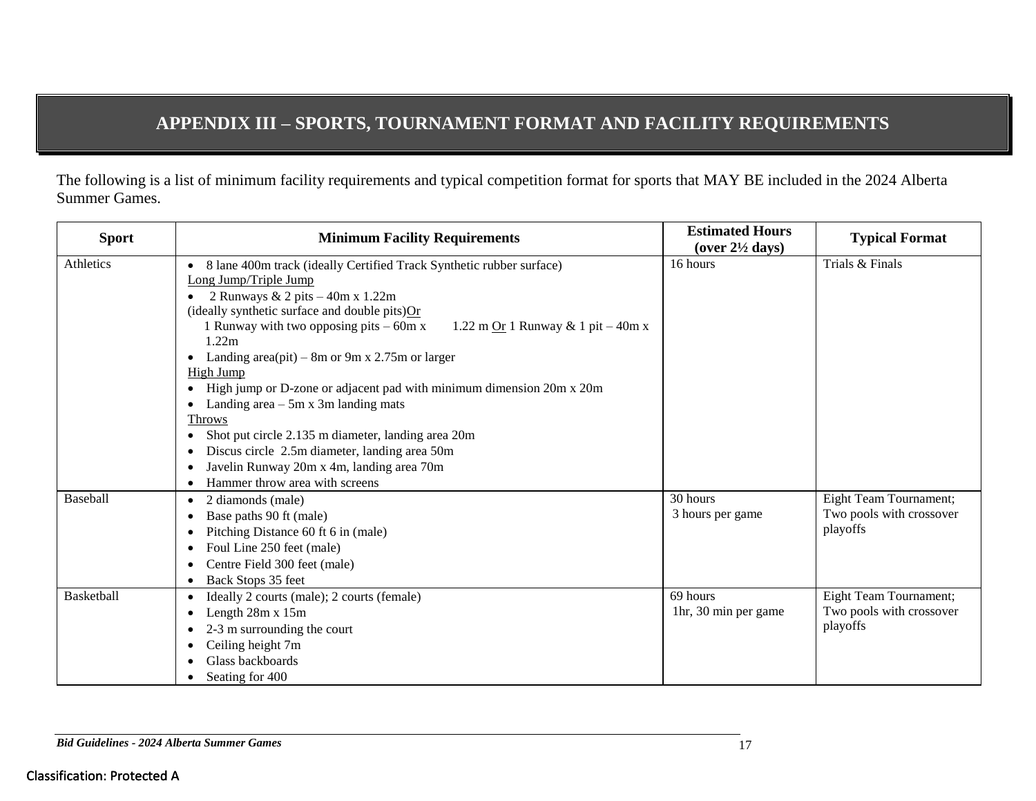# APPENDIX III – SPORTS, TOURNAMENT FORMAT AND FACILITY REQUIREMENTS

The following is a list of minimum facility requirements and typical competition format for sports that MAY BE included in the 2024 Alberta Summer Games.

| Sport | Minimum Facility Requirements | Estimated Hours (over 2½ days) | Typical Format |
|---|---|---|---|
| Athletics | • 8 lane 400m track (ideally Certified Track Synthetic rubber surface)<br>Long Jump/Triple Jump<br>• 2 Runways & 2 pits – 40m x 1.22m<br>(ideally synthetic surface and double pits)Or<br>1 Runway with two opposing pits – 60m x 1.22 m Or 1 Runway & 1 pit – 40m x 1.22m<br>• Landing area(pit) – 8m or 9m x 2.75m or larger<br>High Jump<br>• High jump or D-zone or adjacent pad with minimum dimension 20m x 20m<br>• Landing area – 5m x 3m landing mats<br>Throws<br>• Shot put circle 2.135 m diameter, landing area 20m<br>• Discus circle 2.5m diameter, landing area 50m<br>• Javelin Runway 20m x 4m, landing area 70m<br>• Hammer throw area with screens | 16 hours | Trials & Finals |
| Baseball | • 2 diamonds (male)<br>• Base paths 90 ft (male)<br>• Pitching Distance 60 ft 6 in (male)<br>• Foul Line 250 feet (male)<br>• Centre Field 300 feet (male)<br>• Back Stops 35 feet | 30 hours<br>3 hours per game | Eight Team Tournament; Two pools with crossover playoffs |
| Basketball | • Ideally 2 courts (male); 2 courts (female)<br>• Length 28m x 15m<br>• 2-3 m surrounding the court<br>• Ceiling height 7m<br>• Glass backboards<br>• Seating for 400 | 69 hours<br>1hr, 30 min per game | Eight Team Tournament; Two pools with crossover playoffs |

Classification: Protected A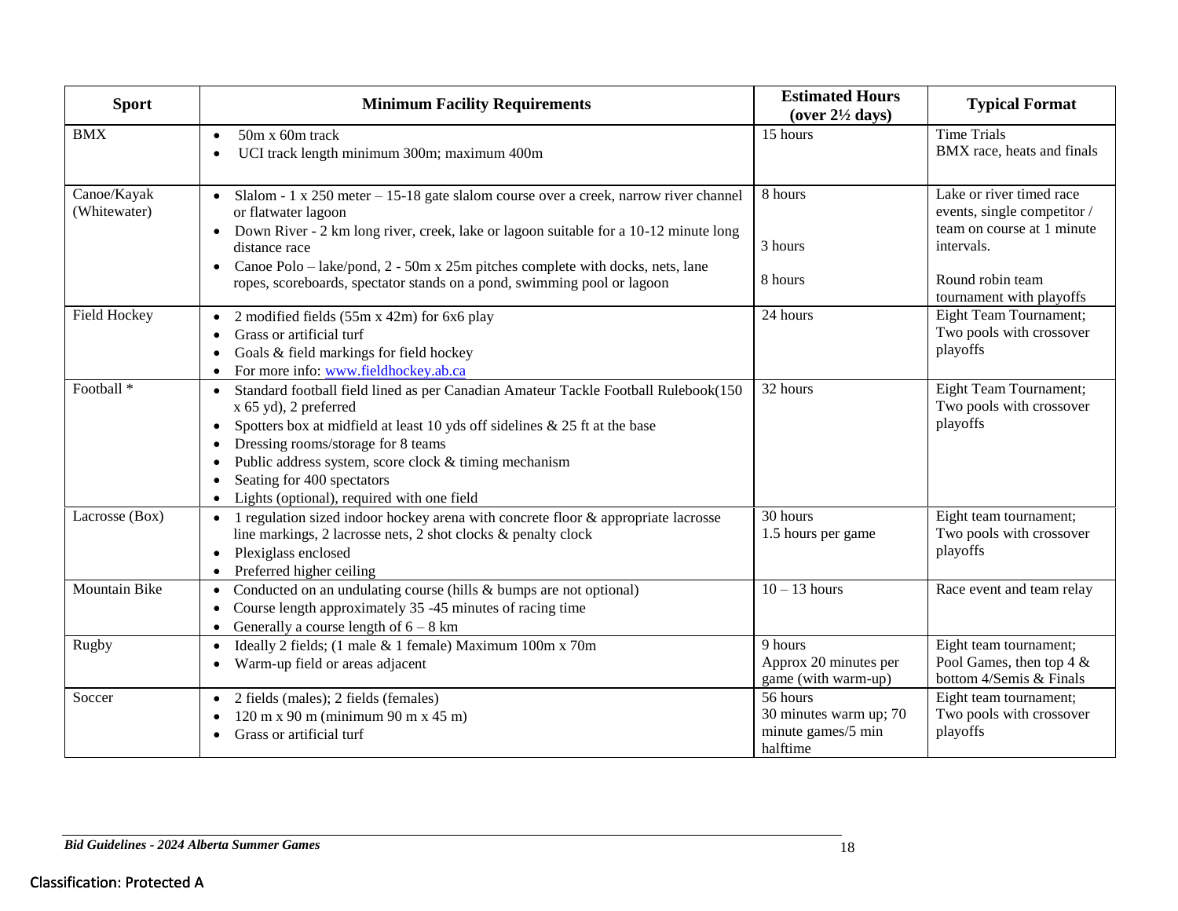| Sport | Minimum Facility Requirements | Estimated Hours (over 2½ days) | Typical Format |
|---|---|---|---|
| BMX | • 50m x 60m track<br>• UCI track length minimum 300m; maximum 400m | 15 hours | Time Trials<br>BMX race, heats and finals |
| Canoe/Kayak (Whitewater) | • Slalom - 1 x 250 meter – 15-18 gate slalom course over a creek, narrow river channel or flatwater lagoon<br>• Down River - 2 km long river, creek, lake or lagoon suitable for a 10-12 minute long distance race<br>• Canoe Polo – lake/pond, 2 - 50m x 25m pitches complete with docks, nets, lane ropes, scoreboards, spectator stands on a pond, swimming pool or lagoon | 8 hours<br><br>3 hours<br><br>8 hours | Lake or river timed race events, single competitor / team on course at 1 minute intervals.<br><br>Round robin team tournament with playoffs |
| Field Hockey | • 2 modified fields (55m x 42m) for 6x6 play<br>• Grass or artificial turf<br>• Goals & field markings for field hockey<br>• For more info: [www.fieldhockey.ab.ca](http://www.fieldhockey.ab.ca) | 24 hours | Eight Team Tournament; Two pools with crossover playoffs |
| Football * | • Standard football field lined as per Canadian Amateur Tackle Football Rulebook(150 x 65 yd), 2 preferred<br>• Spotters box at midfield at least 10 yds off sidelines & 25 ft at the base<br>• Dressing rooms/storage for 8 teams<br>• Public address system, score clock & timing mechanism<br>• Seating for 400 spectators<br>• Lights (optional), required with one field | 32 hours | Eight Team Tournament; Two pools with crossover playoffs |
| Lacrosse (Box) | • 1 regulation sized indoor hockey arena with concrete floor & appropriate lacrosse line markings, 2 lacrosse nets, 2 shot clocks & penalty clock<br>• Plexiglass enclosed<br>• Preferred higher ceiling | 30 hours<br>1.5 hours per game | Eight team tournament; Two pools with crossover playoffs |
| Mountain Bike | • Conducted on an undulating course (hills & bumps are not optional)<br>• Course length approximately 35 -45 minutes of racing time<br>• Generally a course length of 6 – 8 km | 10 – 13 hours | Race event and team relay |
| Rugby | • Ideally 2 fields; (1 male & 1 female) Maximum 100m x 70m<br>• Warm-up field or areas adjacent | 9 hours<br>Approx 20 minutes per game (with warm-up) | Eight team tournament; Pool Games, then top 4 & bottom 4/Semis & Finals |
| Soccer | • 2 fields (males); 2 fields (females)<br>• 120 m x 90 m (minimum 90 m x 45 m)<br>• Grass or artificial turf | 56 hours<br>30 minutes warm up; 70 minute games/5 min halftime | Eight team tournament; Two pools with crossover playoffs |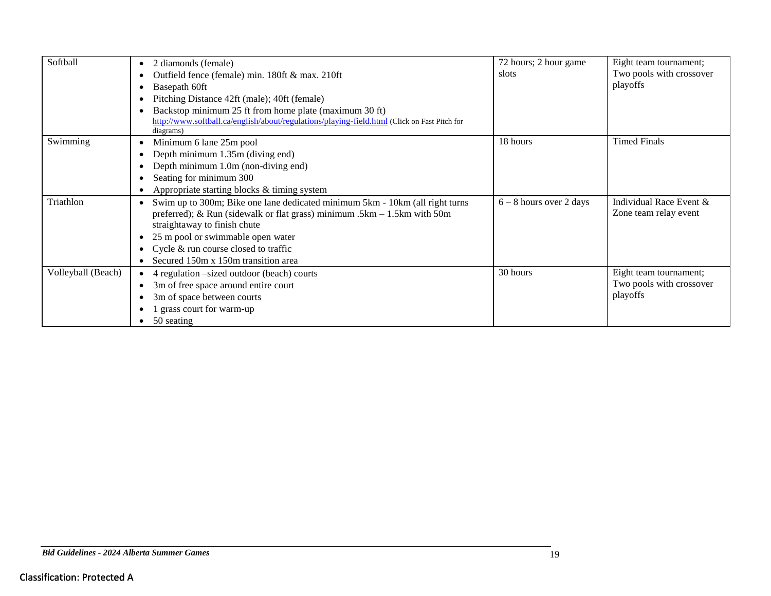| | | | |
|---|---|---|---|
| Softball | • 2 diamonds (female)<br>• Outfield fence (female) min. 180ft & max. 210ft<br>• Basepath 60ft<br>• Pitching Distance 42ft (male); 40ft (female)<br>• Backstop minimum 25 ft from home plate (maximum 30 ft)<br>http://www.softball.ca/english/about/regulations/playing-field.html (Click on Fast Pitch for diagrams) | 72 hours; 2 hour game slots | Eight team tournament; Two pools with crossover playoffs |
| Swimming | • Minimum 6 lane 25m pool<br>• Depth minimum 1.35m (diving end)<br>• Depth minimum 1.0m (non-diving end)<br>• Seating for minimum 300<br>• Appropriate starting blocks & timing system | 18 hours | Timed Finals |
| Triathlon | • Swim up to 300m; Bike one lane dedicated minimum 5km - 10km (all right turns preferred); & Run (sidewalk or flat grass) minimum .5km – 1.5km with 50m straightaway to finish chute<br>• 25 m pool or swimmable open water<br>• Cycle & run course closed to traffic<br>• Secured 150m x 150m transition area | 6 – 8 hours over 2 days | Individual Race Event & Zone team relay event |
| Volleyball (Beach) | • 4 regulation –sized outdoor (beach) courts<br>• 3m of free space around entire court<br>• 3m of space between courts<br>• 1 grass court for warm-up<br>• 50 seating | 30 hours | Eight team tournament; Two pools with crossover playoffs |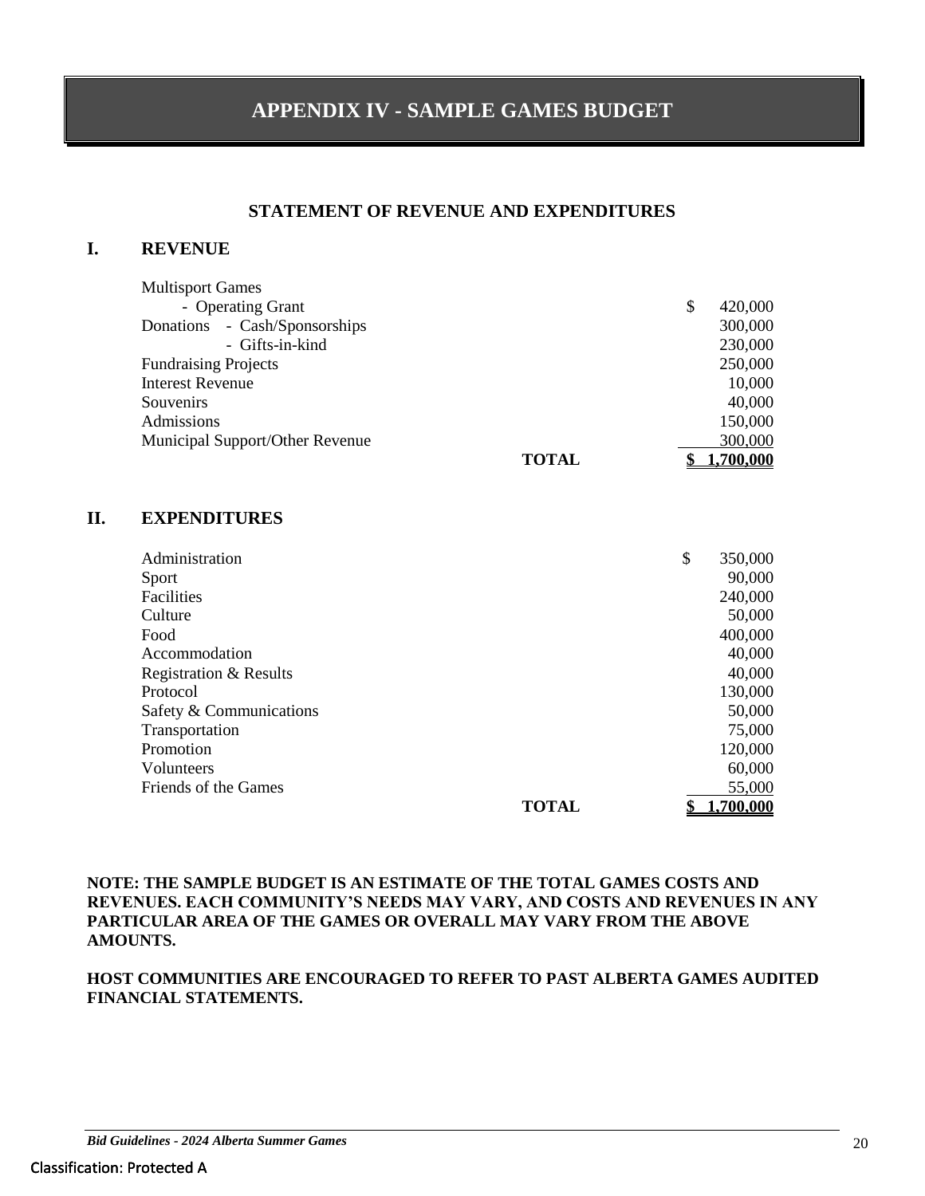# APPENDIX IV - SAMPLE GAMES BUDGET

## STATEMENT OF REVENUE AND EXPENDITURES

### I. REVENUE

| | | |
|---|---|---|
| Multisport Games | | |
| - Operating Grant | | $ 420,000 |
| Donations - Cash/Sponsorships | | 300,000 |
| - Gifts-in-kind | | 230,000 |
| Fundraising Projects | | 250,000 |
| Interest Revenue | | 10,000 |
| Souvenirs | | 40,000 |
| Admissions | | 150,000 |
| Municipal Support/Other Revenue | | 300,000 |
| | **TOTAL** | **$ 1,700,000** |

### II. EXPENDITURES

| | | |
|---|---|---|
| Administration | | $ 350,000 |
| Sport | | 90,000 |
| Facilities | | 240,000 |
| Culture | | 50,000 |
| Food | | 400,000 |
| Accommodation | | 40,000 |
| Registration & Results | | 40,000 |
| Protocol | | 130,000 |
| Safety & Communications | | 50,000 |
| Transportation | | 75,000 |
| Promotion | | 120,000 |
| Volunteers | | 60,000 |
| Friends of the Games | | 55,000 |
| | **TOTAL** | **$ 1,700,000** |

**NOTE: THE SAMPLE BUDGET IS AN ESTIMATE OF THE TOTAL GAMES COSTS AND REVENUES. EACH COMMUNITY'S NEEDS MAY VARY, AND COSTS AND REVENUES IN ANY PARTICULAR AREA OF THE GAMES OR OVERALL MAY VARY FROM THE ABOVE AMOUNTS.**

**HOST COMMUNITIES ARE ENCOURAGED TO REFER TO PAST ALBERTA GAMES AUDITED FINANCIAL STATEMENTS.**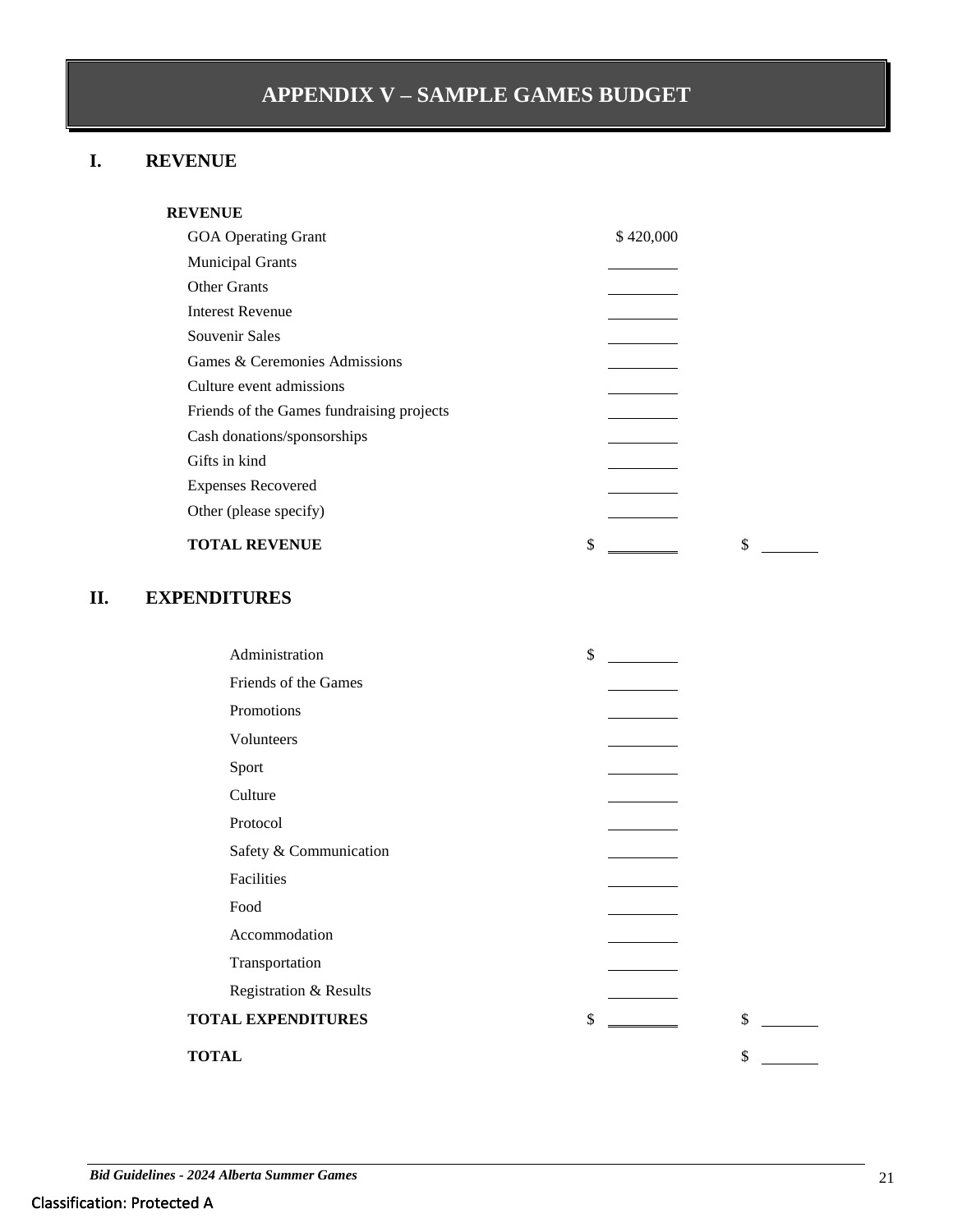# APPENDIX V – SAMPLE GAMES BUDGET

## I. REVENUE

| REVENUE | | |
|---|---|---|
| GOA Operating Grant | $ 420,000 | |
| Municipal Grants | | |
| Other Grants | | |
| Interest Revenue | | |
| Souvenir Sales | | |
| Games & Ceremonies Admissions | | |
| Culture event admissions | | |
| Friends of the Games fundraising projects | | |
| Cash donations/sponsorships | | |
| Gifts in kind | | |
| Expenses Recovered | | |
| Other (please specify) | | |
| **TOTAL REVENUE** | $ | $ |

## II. EXPENDITURES

| | | |
|---|---|---|
| Administration | $ | |
| Friends of the Games | | |
| Promotions | | |
| Volunteers | | |
| Sport | | |
| Culture | | |
| Protocol | | |
| Safety & Communication | | |
| Facilities | | |
| Food | | |
| Accommodation | | |
| Transportation | | |
| Registration & Results | | |
| **TOTAL EXPENDITURES** | $ | $ |
| **TOTAL** | | $ |

Classification: Protected A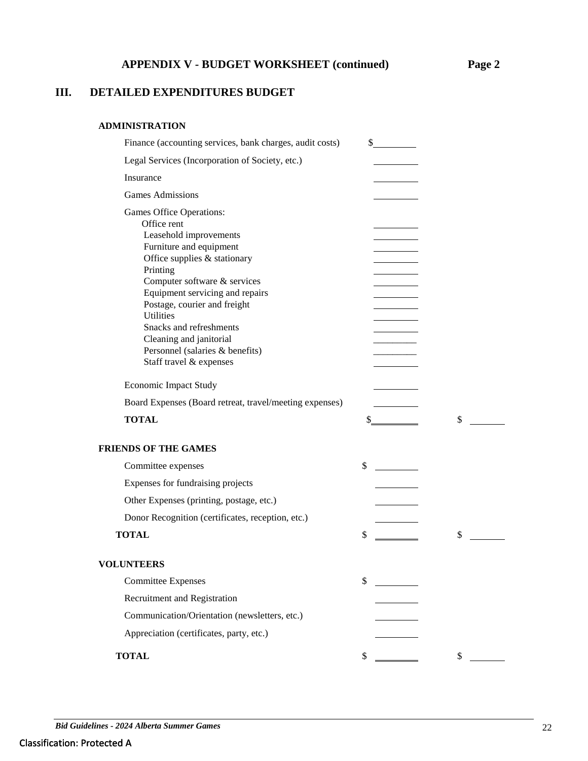## APPENDIX V - BUDGET WORKSHEET (continued) — Page 2

### III. DETAILED EXPENDITURES BUDGET

**ADMINISTRATION**

| Item | Amount | Total |
|---|---|---|
| Finance (accounting services, bank charges, audit costs) | $\_\_\_\_\_\_\_\_\_ | |
| Legal Services (Incorporation of Society, etc.) | \_\_\_\_\_\_\_\_\_ | |
| Insurance | \_\_\_\_\_\_\_\_\_ | |
| Games Admissions | \_\_\_\_\_\_\_\_\_ | |
| Games Office Operations: | | |
| Office rent | \_\_\_\_\_\_\_\_\_ | |
| Leasehold improvements | \_\_\_\_\_\_\_\_\_ | |
| Furniture and equipment | \_\_\_\_\_\_\_\_\_ | |
| Office supplies & stationary | \_\_\_\_\_\_\_\_\_ | |
| Printing | \_\_\_\_\_\_\_\_\_ | |
| Computer software & services | \_\_\_\_\_\_\_\_\_ | |
| Equipment servicing and repairs | \_\_\_\_\_\_\_\_\_ | |
| Postage, courier and freight | \_\_\_\_\_\_\_\_\_ | |
| Utilities | \_\_\_\_\_\_\_\_\_ | |
| Snacks and refreshments | \_\_\_\_\_\_\_\_\_ | |
| Cleaning and janitorial | \_\_\_\_\_\_\_\_\_ | |
| Personnel (salaries & benefits) | \_\_\_\_\_\_\_\_\_ | |
| Staff travel & expenses | \_\_\_\_\_\_\_\_\_ | |
| Economic Impact Study | \_\_\_\_\_\_\_\_\_ | |
| Board Expenses (Board retreat, travel/meeting expenses) | \_\_\_\_\_\_\_\_\_ | |
| **TOTAL** | $\_\_\_\_\_\_\_\_\_ | $\_\_\_\_\_\_\_ |

**FRIENDS OF THE GAMES**

| Item | Amount | Total |
|---|---|---|
| Committee expenses | $\_\_\_\_\_\_\_\_\_ | |
| Expenses for fundraising projects | \_\_\_\_\_\_\_\_\_ | |
| Other Expenses (printing, postage, etc.) | \_\_\_\_\_\_\_\_\_ | |
| Donor Recognition (certificates, reception, etc.) | \_\_\_\_\_\_\_\_\_ | |
| **TOTAL** | $\_\_\_\_\_\_\_\_\_ | $\_\_\_\_\_\_\_ |

**VOLUNTEERS**

| Item | Amount | Total |
|---|---|---|
| Committee Expenses | $\_\_\_\_\_\_\_\_\_ | |
| Recruitment and Registration | \_\_\_\_\_\_\_\_\_ | |
| Communication/Orientation (newsletters, etc.) | \_\_\_\_\_\_\_\_\_ | |
| Appreciation (certificates, party, etc.) | \_\_\_\_\_\_\_\_\_ | |
| **TOTAL** | $\_\_\_\_\_\_\_\_\_ | $\_\_\_\_\_\_\_ |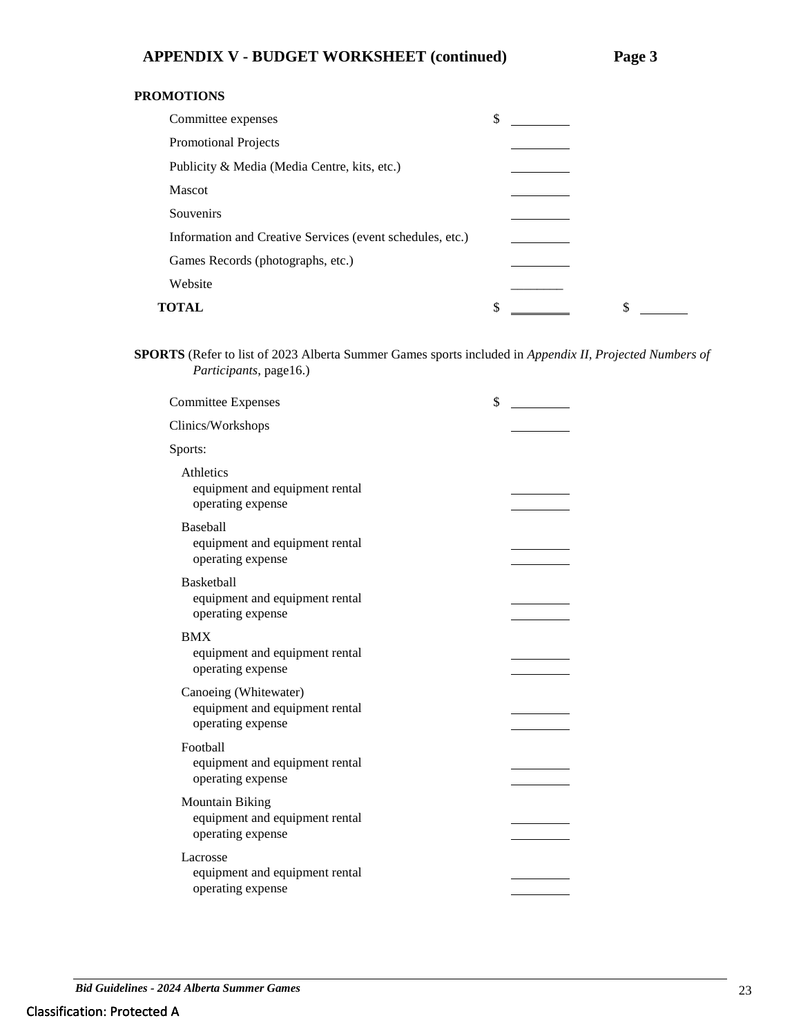# APPENDIX V - BUDGET WORKSHEET (continued) Page 3

**PROMOTIONS**

| | | |
|---|---|---|
| Committee expenses | $ ________ | |
| Promotional Projects | ________ | |
| Publicity & Media (Media Centre, kits, etc.) | ________ | |
| Mascot | ________ | |
| Souvenirs | ________ | |
| Information and Creative Services (event schedules, etc.) | ________ | |
| Games Records (photographs, etc.) | ________ | |
| Website | ________ | |
| **TOTAL** | $ ________ | $ ________ |

**SPORTS** (Refer to list of 2023 Alberta Summer Games sports included in *Appendix II, Projected Numbers of Participants*, page16.)

| | |
|---|---|
| Committee Expenses | $ ________ |
| Clinics/Workshops | ________ |
| Sports: | |
| Athletics | |
| equipment and equipment rental | ________ |
| operating expense | ________ |
| Baseball | |
| equipment and equipment rental | ________ |
| operating expense | ________ |
| Basketball | |
| equipment and equipment rental | ________ |
| operating expense | ________ |
| BMX | |
| equipment and equipment rental | ________ |
| operating expense | ________ |
| Canoeing (Whitewater) | |
| equipment and equipment rental | ________ |
| operating expense | ________ |
| Football | |
| equipment and equipment rental | ________ |
| operating expense | ________ |
| Mountain Biking | |
| equipment and equipment rental | ________ |
| operating expense | ________ |
| Lacrosse | |
| equipment and equipment rental | ________ |
| operating expense | ________ |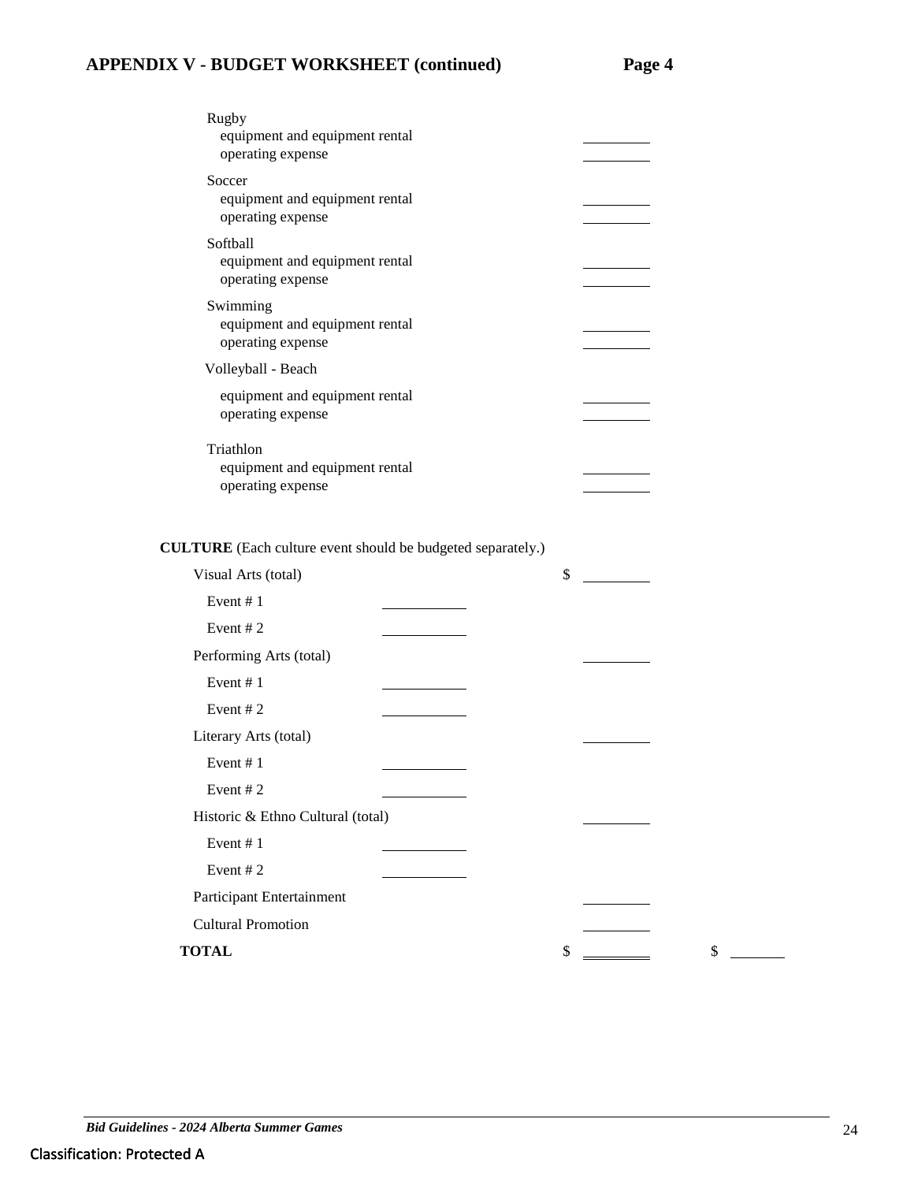## APPENDIX V - BUDGET WORKSHEET (continued) Page 4

Rugby
- equipment and equipment rental ________
- operating expense ________

Soccer
- equipment and equipment rental ________
- operating expense ________

Softball
- equipment and equipment rental ________
- operating expense ________

Swimming
- equipment and equipment rental ________
- operating expense ________

Volleyball - Beach
- equipment and equipment rental ________
- operating expense ________

Triathlon
- equipment and equipment rental ________
- operating expense ________

**CULTURE** (Each culture event should be budgeted separately.)

| | | | |
|---|---|---|---|
| Visual Arts (total) | | $ ________ | |
| Event # 1 | ________ | | |
| Event # 2 | ________ | | |
| Performing Arts (total) | | ________ | |
| Event # 1 | ________ | | |
| Event # 2 | ________ | | |
| Literary Arts (total) | | ________ | |
| Event # 1 | ________ | | |
| Event # 2 | ________ | | |
| Historic & Ethno Cultural (total) | | ________ | |
| Event # 1 | ________ | | |
| Event # 2 | ________ | | |
| Participant Entertainment | | ________ | |
| Cultural Promotion | | ________ | |
| **TOTAL** | | $ ________ | $ ________ |

*Bid Guidelines - 2024 Alberta Summer Games*

Classification: Protected A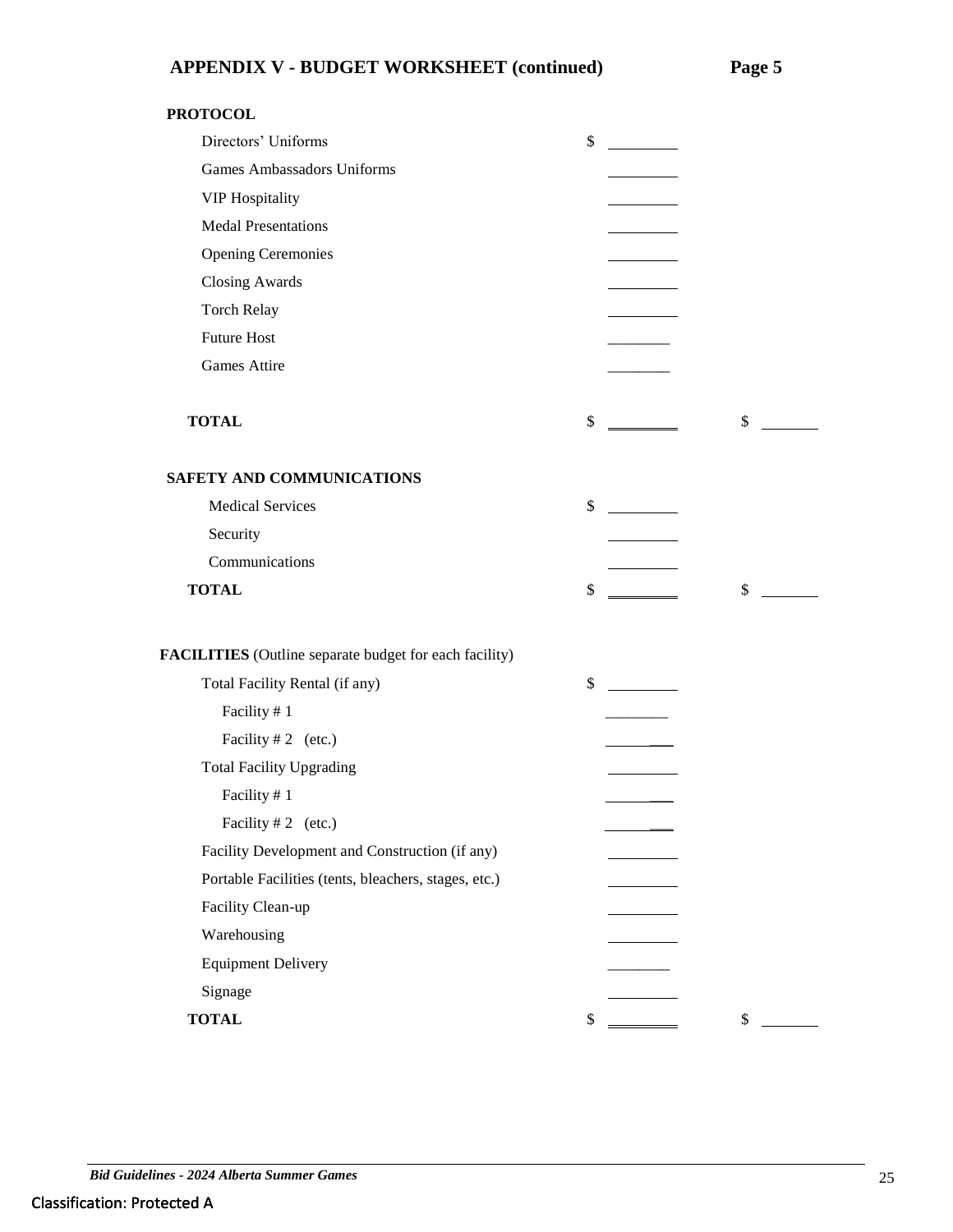## APPENDIX V - BUDGET WORKSHEET (continued) Page 5

| | | |
|---|---|---|
| **PROTOCOL** | | |
| Directors' Uniforms | $ ________ | |
| Games Ambassadors Uniforms | ________ | |
| VIP Hospitality | ________ | |
| Medal Presentations | ________ | |
| Opening Ceremonies | ________ | |
| Closing Awards | ________ | |
| Torch Relay | ________ | |
| Future Host | ________ | |
| Games Attire | ________ | |
| **TOTAL** | $ ________ | $ ________ |
| **SAFETY AND COMMUNICATIONS** | | |
| Medical Services | $ ________ | |
| Security | ________ | |
| Communications | ________ | |
| **TOTAL** | $ ________ | $ ________ |
| **FACILITIES** (Outline separate budget for each facility) | | |
| Total Facility Rental (if any) | $ ________ | |
| Facility # 1 | ________ | |
| Facility # 2 (etc.) | ________ | |
| Total Facility Upgrading | ________ | |
| Facility # 1 | ________ | |
| Facility # 2 (etc.) | ________ | |
| Facility Development and Construction (if any) | ________ | |
| Portable Facilities (tents, bleachers, stages, etc.) | ________ | |
| Facility Clean-up | ________ | |
| Warehousing | ________ | |
| Equipment Delivery | ________ | |
| Signage | ________ | |
| **TOTAL** | $ ________ | $ ________ |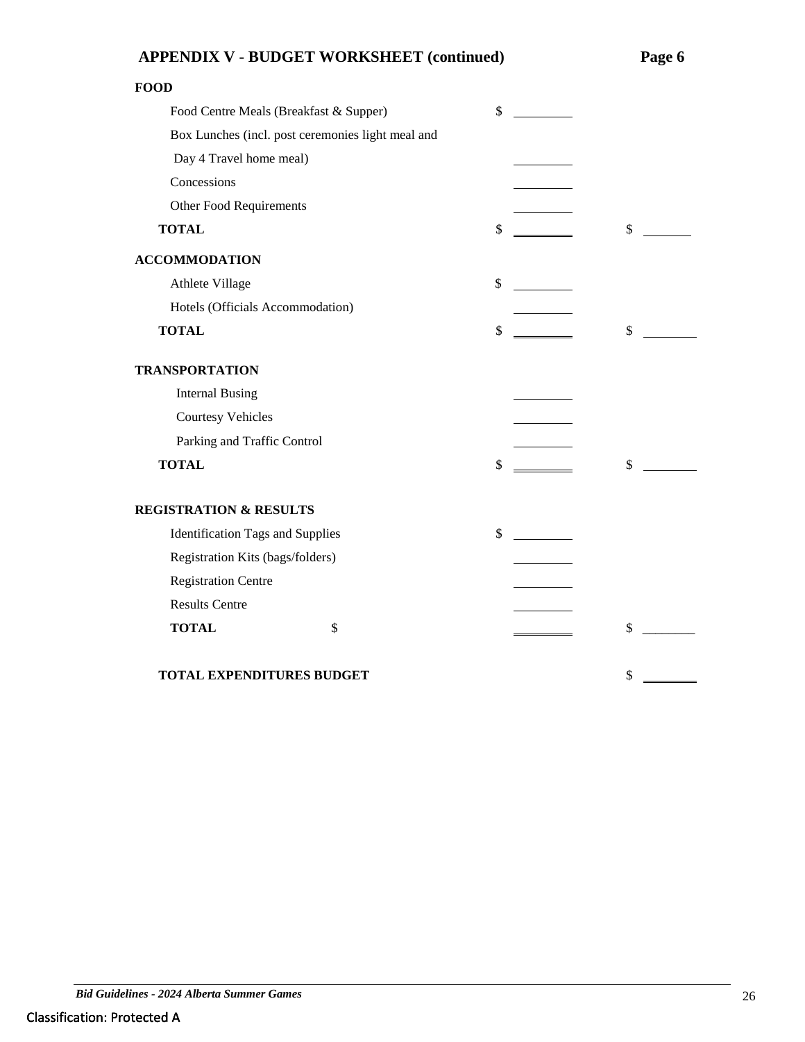## APPENDIX V - BUDGET WORKSHEET (continued) Page 6

| | | |
|---|---|---|
| **FOOD** | | |
| Food Centre Meals (Breakfast & Supper) | $ ________ | |
| Box Lunches (incl. post ceremonies light meal and Day 4 Travel home meal) | ________ | |
| Concessions | ________ | |
| Other Food Requirements | ________ | |
| **TOTAL** | $ ________ | $ ________ |
| **ACCOMMODATION** | | |
| Athlete Village | $ ________ | |
| Hotels (Officials Accommodation) | ________ | |
| **TOTAL** | $ ________ | $ ________ |
| **TRANSPORTATION** | | |
| Internal Busing | ________ | |
| Courtesy Vehicles | ________ | |
| Parking and Traffic Control | ________ | |
| **TOTAL** | $ ________ | $ ________ |
| **REGISTRATION & RESULTS** | | |
| Identification Tags and Supplies | $ ________ | |
| Registration Kits (bags/folders) | ________ | |
| Registration Centre | ________ | |
| Results Centre | ________ | |
| **TOTAL** $ | ________ | $ ________ |
| **TOTAL EXPENDITURES BUDGET** | | $ ________ |

Classification: Protected A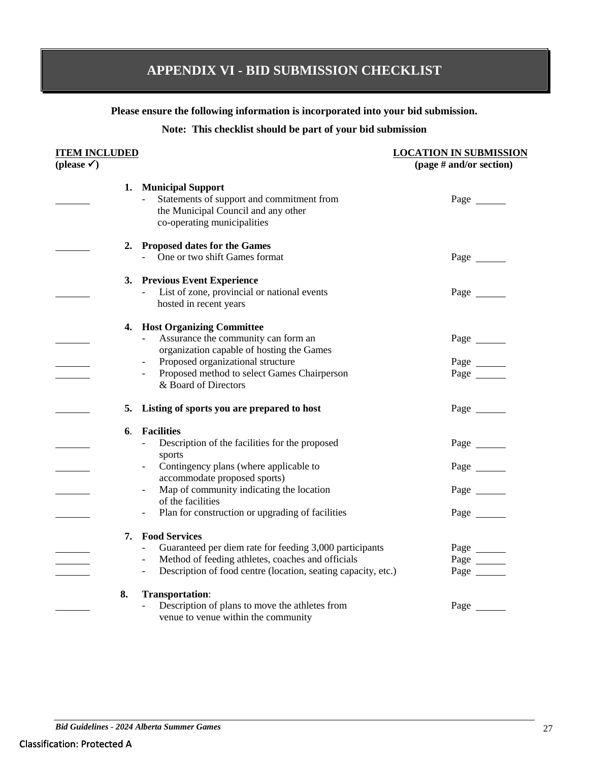# APPENDIX VI - BID SUBMISSION CHECKLIST

**Please ensure the following information is incorporated into your bid submission.**

**Note: This checklist should be part of your bid submission**

| ITEM INCLUDED (please ✓) | | LOCATION IN SUBMISSION (page # and/or section) |
|---|---|---|
| | **1. Municipal Support** | |
| ______ | - Statements of support and commitment from the Municipal Council and any other co-operating municipalities | Page ______ |
| ______ | **2. Proposed dates for the Games** | |
| | - One or two shift Games format | Page ______ |
| | **3. Previous Event Experience** | |
| ______ | - List of zone, provincial or national events hosted in recent years | Page ______ |
| | **4. Host Organizing Committee** | |
| ______ | - Assurance the community can form an organization capable of hosting the Games | Page ______ |
| ______ | - Proposed organizational structure | Page ______ |
| ______ | - Proposed method to select Games Chairperson & Board of Directors | Page ______ |
| ______ | **5. Listing of sports you are prepared to host** | Page ______ |
| | **6. Facilities** | |
| ______ | - Description of the facilities for the proposed sports | Page ______ |
| ______ | - Contingency plans (where applicable to accommodate proposed sports) | Page ______ |
| ______ | - Map of community indicating the location of the facilities | Page ______ |
| ______ | - Plan for construction or upgrading of facilities | Page ______ |
| | **7. Food Services** | |
| ______ | - Guaranteed per diem rate for feeding 3,000 participants | Page ______ |
| ______ | - Method of feeding athletes, coaches and officials | Page ______ |
| ______ | - Description of food centre (location, seating capacity, etc.) | Page ______ |
| | **8. Transportation**: | |
| ______ | - Description of plans to move the athletes from venue to venue within the community | Page ______ |

Classification: Protected A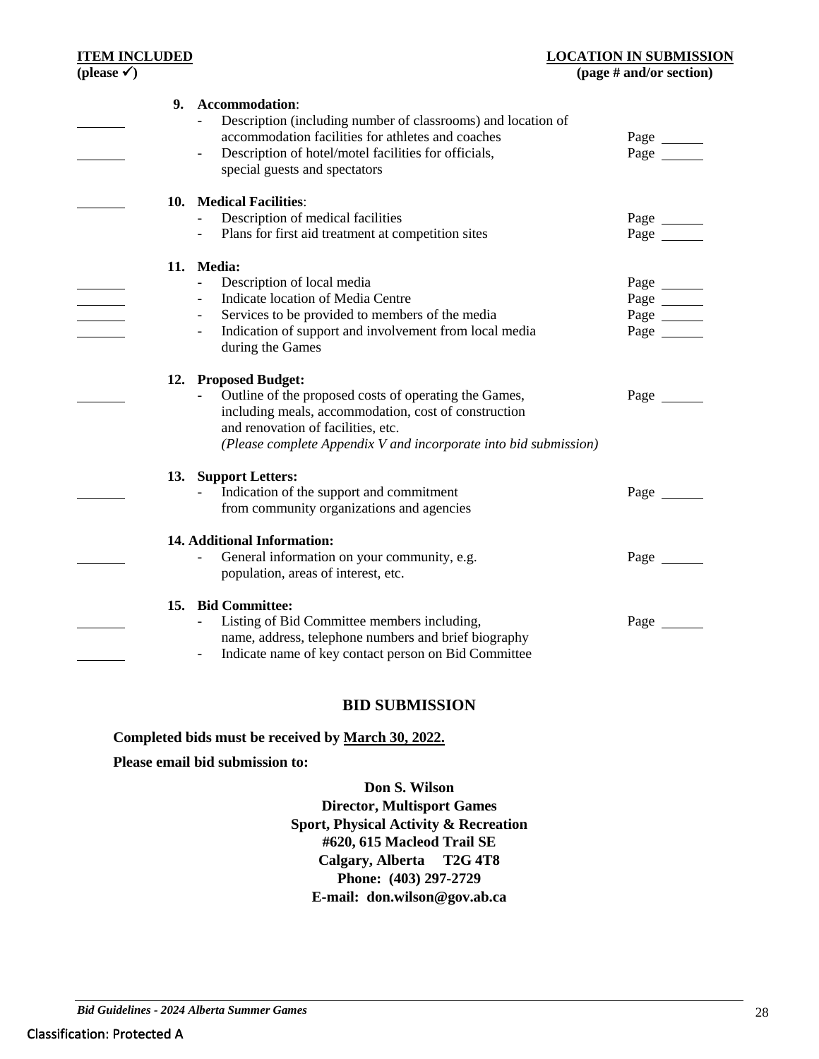**ITEM INCLUDED** **(please ✓)** | **LOCATION IN SUBMISSION** **(page # and/or section)**

**9. Accommodation**:

_______ - Description (including number of classrooms) and location of accommodation facilities for athletes and coaches — Page ______

_______ - Description of hotel/motel facilities for officials, special guests and spectators — Page ______

_______ **10. Medical Facilities**:

- Description of medical facilities — Page ______
- Plans for first aid treatment at competition sites — Page ______

**11. Media:**

_______ - Description of local media — Page ______

_______ - Indicate location of Media Centre — Page ______

_______ - Services to be provided to members of the media — Page ______

_______ - Indication of support and involvement from local media during the Games — Page ______

**12. Proposed Budget:**

_______ - Outline of the proposed costs of operating the Games, including meals, accommodation, cost of construction and renovation of facilities, etc. — Page ______
*(Please complete Appendix V and incorporate into bid submission)*

**13. Support Letters:**

_______ - Indication of the support and commitment from community organizations and agencies — Page ______

**14. Additional Information:**

_______ - General information on your community, e.g. population, areas of interest, etc. — Page ______

**15. Bid Committee:**

_______ - Listing of Bid Committee members including, name, address, telephone numbers and brief biography — Page ______

_______ - Indicate name of key contact person on Bid Committee

## BID SUBMISSION

**Completed bids must be received by March 30, 2022.**

**Please email bid submission to:**

**Don S. Wilson**
**Director, Multisport Games**
**Sport, Physical Activity & Recreation**
**#620, 615 Macleod Trail SE**
**Calgary, Alberta T2G 4T8**
**Phone: (403) 297-2729**
**E-mail: don.wilson@gov.ab.ca**